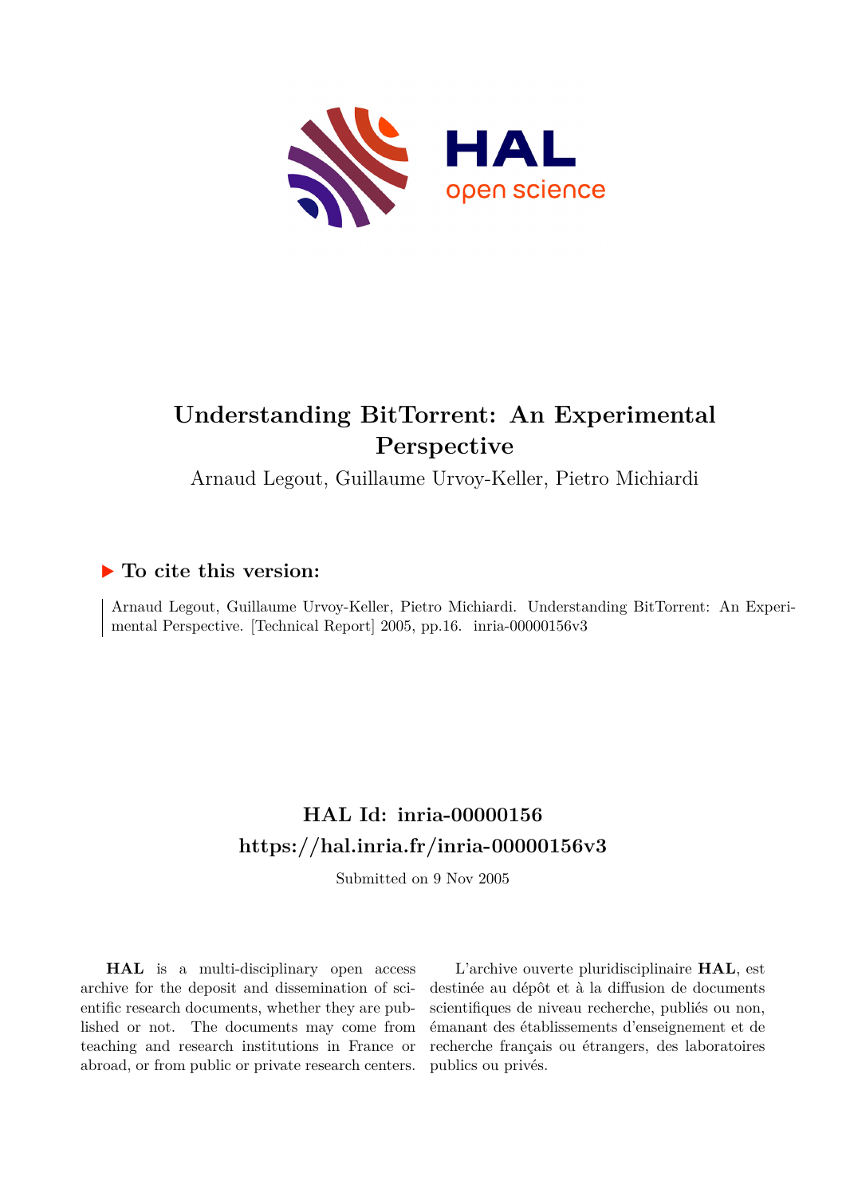# Understanding BitTorrent: An Experimental Perspective

Arnaud Legout, Guillaume Urvoy-Keller, Pietro Michiardi

## To cite this version:

Arnaud Legout, Guillaume Urvoy-Keller, Pietro Michiardi. Understanding BitTorrent: An Experimental Perspective. [Technical Report] 2005, pp.16. inria-00000156v3

## HAL Id: inria-00000156
## https://hal.inria.fr/inria-00000156v3

Submitted on 9 Nov 2005

**HAL** is a multi-disciplinary open access archive for the deposit and dissemination of scientific research documents, whether they are published or not. The documents may come from teaching and research institutions in France or abroad, or from public or private research centers.

L'archive ouverte pluridisciplinaire **HAL**, est destinée au dépôt et à la diffusion de documents scientifiques de niveau recherche, publiés ou non, émanant des établissements d'enseignement et de recherche français ou étrangers, des laboratoires publics ou privés.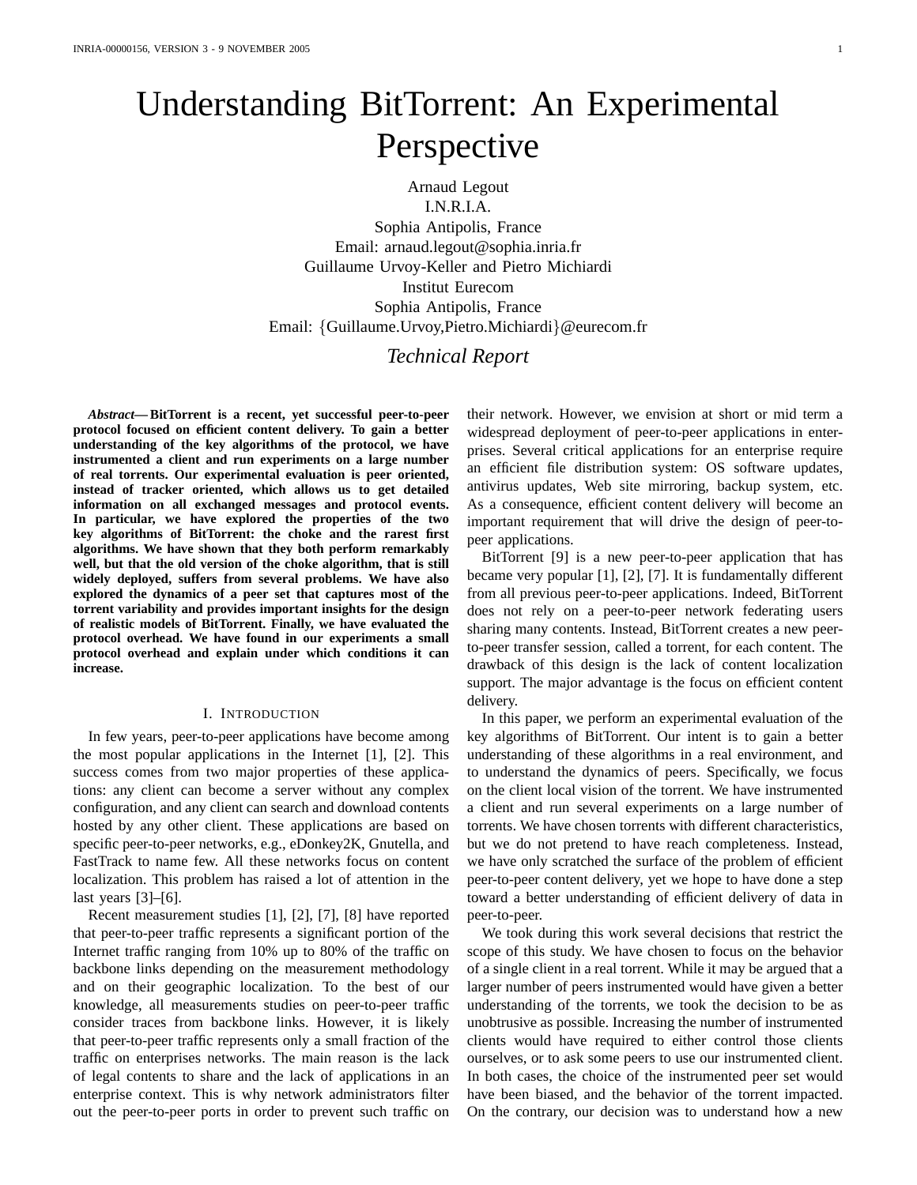# Understanding BitTorrent: An Experimental Perspective

Arnaud Legout
I.N.R.I.A.
Sophia Antipolis, France
Email: arnaud.legout@sophia.inria.fr
Guillaume Urvoy-Keller and Pietro Michiardi
Institut Eurecom
Sophia Antipolis, France
Email: {Guillaume.Urvoy,Pietro.Michiardi}@eurecom.fr

*Technical Report*

***Abstract*— BitTorrent is a recent, yet successful peer-to-peer protocol focused on efficient content delivery. To gain a better understanding of the key algorithms of the protocol, we have instrumented a client and run experiments on a large number of real torrents. Our experimental evaluation is peer oriented, instead of tracker oriented, which allows us to get detailed information on all exchanged messages and protocol events. In particular, we have explored the properties of the two key algorithms of BitTorrent: the choke and the rarest first algorithms. We have shown that they both perform remarkably well, but that the old version of the choke algorithm, that is still widely deployed, suffers from several problems. We have also explored the dynamics of a peer set that captures most of the torrent variability and provides important insights for the design of realistic models of BitTorrent. Finally, we have evaluated the protocol overhead. We have found in our experiments a small protocol overhead and explain under which conditions it can increase.**

## I. Introduction

In few years, peer-to-peer applications have become among the most popular applications in the Internet [1], [2]. This success comes from two major properties of these applications: any client can become a server without any complex configuration, and any client can search and download contents hosted by any other client. These applications are based on specific peer-to-peer networks, e.g., eDonkey2K, Gnutella, and FastTrack to name few. All these networks focus on content localization. This problem has raised a lot of attention in the last years [3]–[6].

Recent measurement studies [1], [2], [7], [8] have reported that peer-to-peer traffic represents a significant portion of the Internet traffic ranging from 10% up to 80% of the traffic on backbone links depending on the measurement methodology and on their geographic localization. To the best of our knowledge, all measurements studies on peer-to-peer traffic consider traces from backbone links. However, it is likely that peer-to-peer traffic represents only a small fraction of the traffic on enterprises networks. The main reason is the lack of legal contents to share and the lack of applications in an enterprise context. This is why network administrators filter out the peer-to-peer ports in order to prevent such traffic on their network. However, we envision at short or mid term a widespread deployment of peer-to-peer applications in enterprises. Several critical applications for an enterprise require an efficient file distribution system: OS software updates, antivirus updates, Web site mirroring, backup system, etc. As a consequence, efficient content delivery will become an important requirement that will drive the design of peer-to-peer applications.

BitTorrent [9] is a new peer-to-peer application that has became very popular [1], [2], [7]. It is fundamentally different from all previous peer-to-peer applications. Indeed, BitTorrent does not rely on a peer-to-peer network federating users sharing many contents. Instead, BitTorrent creates a new peer-to-peer transfer session, called a torrent, for each content. The drawback of this design is the lack of content localization support. The major advantage is the focus on efficient content delivery.

In this paper, we perform an experimental evaluation of the key algorithms of BitTorrent. Our intent is to gain a better understanding of these algorithms in a real environment, and to understand the dynamics of peers. Specifically, we focus on the client local vision of the torrent. We have instrumented a client and run several experiments on a large number of torrents. We have chosen torrents with different characteristics, but we do not pretend to have reach completeness. Instead, we have only scratched the surface of the problem of efficient peer-to-peer content delivery, yet we hope to have done a step toward a better understanding of efficient delivery of data in peer-to-peer.

We took during this work several decisions that restrict the scope of this study. We have chosen to focus on the behavior of a single client in a real torrent. While it may be argued that a larger number of peers instrumented would have given a better understanding of the torrents, we took the decision to be as unobtrusive as possible. Increasing the number of instrumented clients would have required to either control those clients ourselves, or to ask some peers to use our instrumented client. In both cases, the choice of the instrumented peer set would have been biased, and the behavior of the torrent impacted. On the contrary, our decision was to understand how a new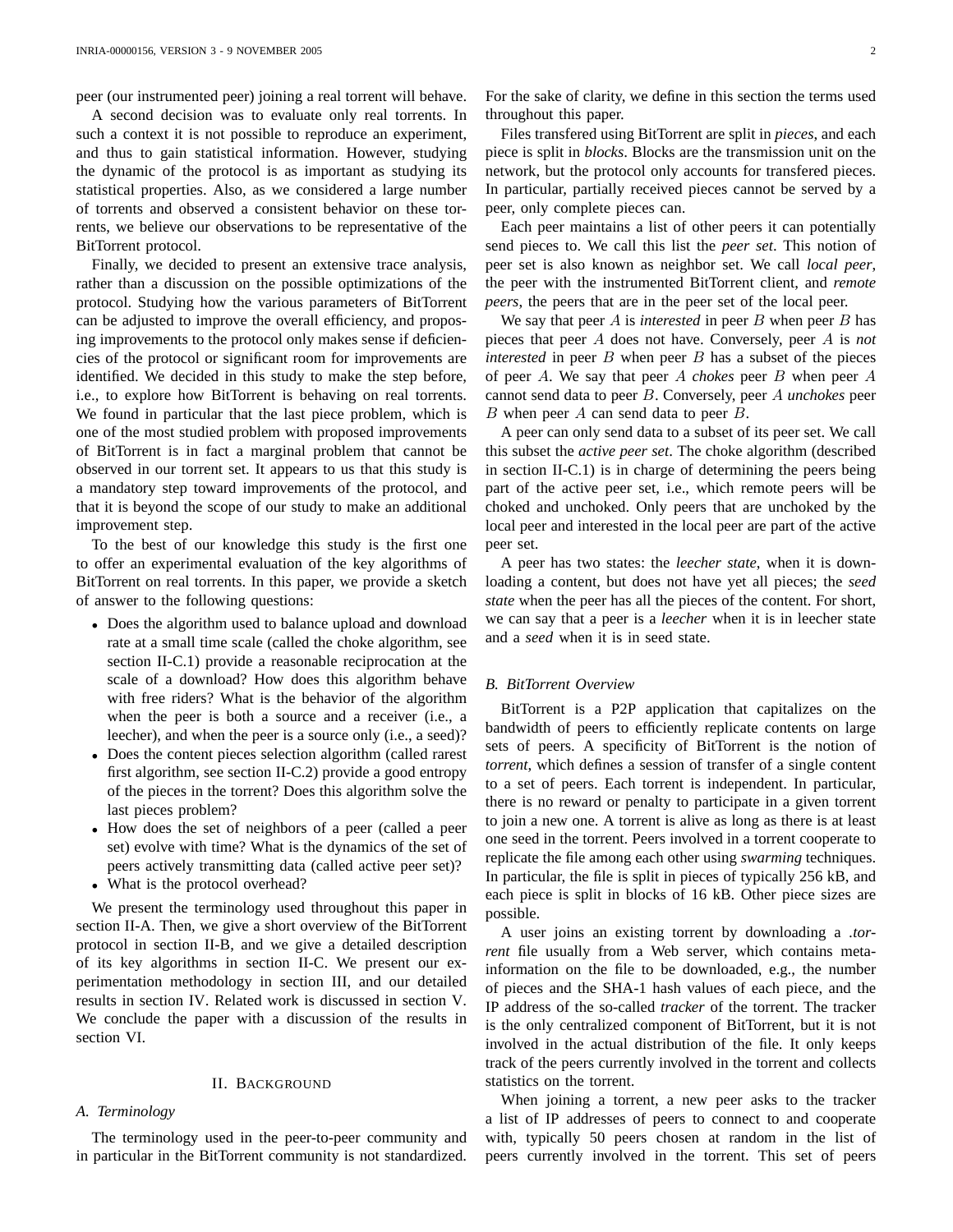peer (our instrumented peer) joining a real torrent will behave.

A second decision was to evaluate only real torrents. In such a context it is not possible to reproduce an experiment, and thus to gain statistical information. However, studying the dynamic of the protocol is as important as studying its statistical properties. Also, as we considered a large number of torrents and observed a consistent behavior on these torrents, we believe our observations to be representative of the BitTorrent protocol.

Finally, we decided to present an extensive trace analysis, rather than a discussion on the possible optimizations of the protocol. Studying how the various parameters of BitTorrent can be adjusted to improve the overall efficiency, and proposing improvements to the protocol only makes sense if deficiencies of the protocol or significant room for improvements are identified. We decided in this study to make the step before, i.e., to explore how BitTorrent is behaving on real torrents. We found in particular that the last piece problem, which is one of the most studied problem with proposed improvements of BitTorrent is in fact a marginal problem that cannot be observed in our torrent set. It appears to us that this study is a mandatory step toward improvements of the protocol, and that it is beyond the scope of our study to make an additional improvement step.

To the best of our knowledge this study is the first one to offer an experimental evaluation of the key algorithms of BitTorrent on real torrents. In this paper, we provide a sketch of answer to the following questions:

- Does the algorithm used to balance upload and download rate at a small time scale (called the choke algorithm, see section II-C.1) provide a reasonable reciprocation at the scale of a download? How does this algorithm behave with free riders? What is the behavior of the algorithm when the peer is both a source and a receiver (i.e., a leecher), and when the peer is a source only (i.e., a seed)?
- Does the content pieces selection algorithm (called rarest first algorithm, see section II-C.2) provide a good entropy of the pieces in the torrent? Does this algorithm solve the last pieces problem?
- How does the set of neighbors of a peer (called a peer set) evolve with time? What is the dynamics of the set of peers actively transmitting data (called active peer set)?
- What is the protocol overhead?

We present the terminology used throughout this paper in section II-A. Then, we give a short overview of the BitTorrent protocol in section II-B, and we give a detailed description of its key algorithms in section II-C. We present our experimentation methodology in section III, and our detailed results in section IV. Related work is discussed in section V. We conclude the paper with a discussion of the results in section VI.

## II. Background

### A. Terminology

The terminology used in the peer-to-peer community and in particular in the BitTorrent community is not standardized. For the sake of clarity, we define in this section the terms used throughout this paper.

Files transfered using BitTorrent are split in *pieces*, and each piece is split in *blocks*. Blocks are the transmission unit on the network, but the protocol only accounts for transfered pieces. In particular, partially received pieces cannot be served by a peer, only complete pieces can.

Each peer maintains a list of other peers it can potentially send pieces to. We call this list the *peer set*. This notion of peer set is also known as neighbor set. We call *local peer*, the peer with the instrumented BitTorrent client, and *remote peers*, the peers that are in the peer set of the local peer.

We say that peer $A$ is *interested* in peer $B$ when peer $B$ has pieces that peer $A$ does not have. Conversely, peer $A$ is *not interested* in peer $B$ when peer $B$ has a subset of the pieces of peer $A$. We say that peer $A$ *chokes* peer $B$ when peer $A$ cannot send data to peer $B$. Conversely, peer $A$ *unchokes* peer $B$ when peer $A$ can send data to peer $B$.

A peer can only send data to a subset of its peer set. We call this subset the *active peer set*. The choke algorithm (described in section II-C.1) is in charge of determining the peers being part of the active peer set, i.e., which remote peers will be choked and unchoked. Only peers that are unchoked by the local peer and interested in the local peer are part of the active peer set.

A peer has two states: the *leecher state*, when it is downloading a content, but does not have yet all pieces; the *seed state* when the peer has all the pieces of the content. For short, we can say that a peer is a *leecher* when it is in leecher state and a *seed* when it is in seed state.

### B. BitTorrent Overview

BitTorrent is a P2P application that capitalizes on the bandwidth of peers to efficiently replicate contents on large sets of peers. A specificity of BitTorrent is the notion of *torrent*, which defines a session of transfer of a single content to a set of peers. Each torrent is independent. In particular, there is no reward or penalty to participate in a given torrent to join a new one. A torrent is alive as long as there is at least one seed in the torrent. Peers involved in a torrent cooperate to replicate the file among each other using *swarming* techniques. In particular, the file is split in pieces of typically 256 kB, and each piece is split in blocks of 16 kB. Other piece sizes are possible.

A user joins an existing torrent by downloading a *.torrent* file usually from a Web server, which contains meta-information on the file to be downloaded, e.g., the number of pieces and the SHA-1 hash values of each piece, and the IP address of the so-called *tracker* of the torrent. The tracker is the only centralized component of BitTorrent, but it is not involved in the actual distribution of the file. It only keeps track of the peers currently involved in the torrent and collects statistics on the torrent.

When joining a torrent, a new peer asks to the tracker a list of IP addresses of peers to connect to and cooperate with, typically 50 peers chosen at random in the list of peers currently involved in the torrent. This set of peers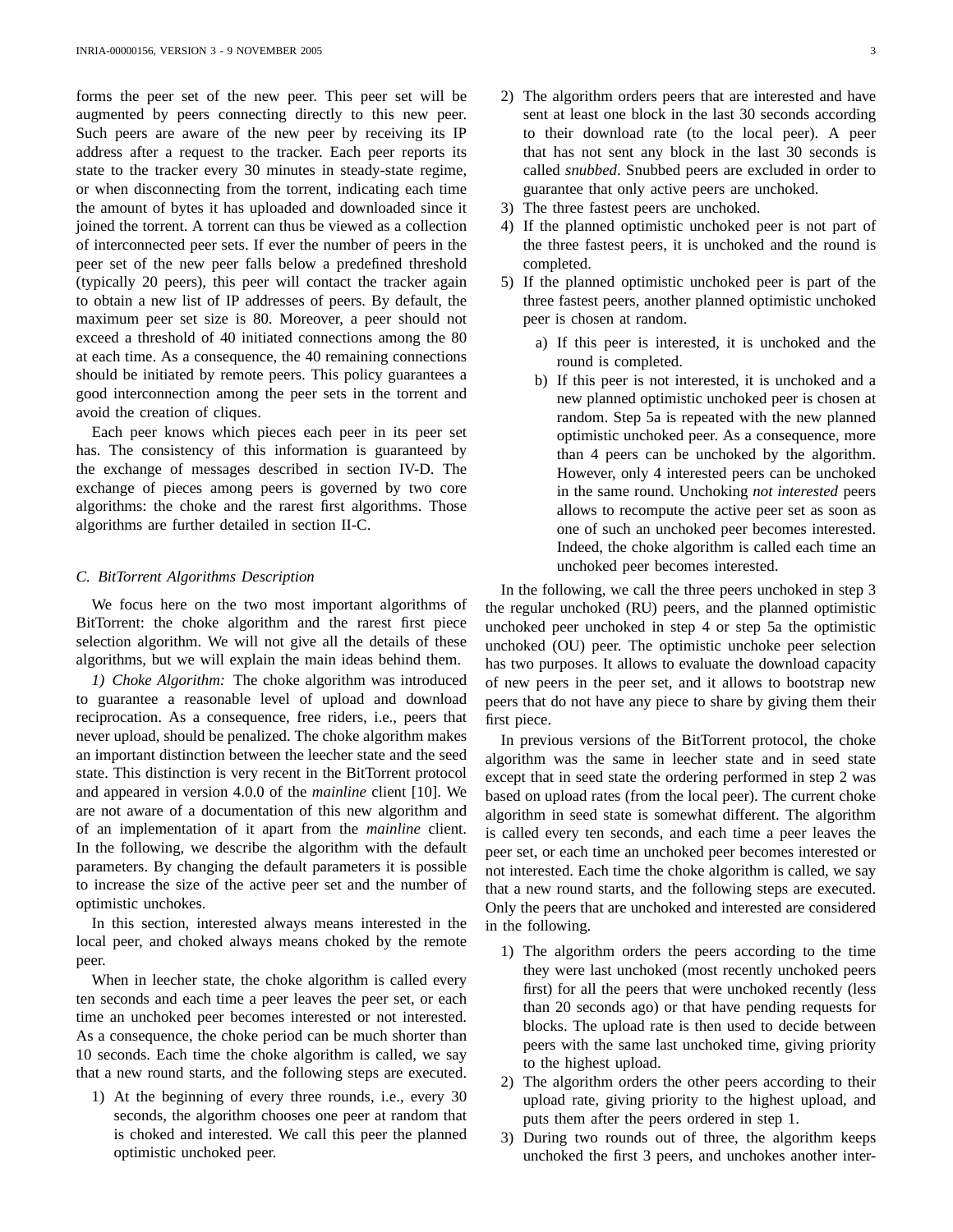forms the peer set of the new peer. This peer set will be augmented by peers connecting directly to this new peer. Such peers are aware of the new peer by receiving its IP address after a request to the tracker. Each peer reports its state to the tracker every 30 minutes in steady-state regime, or when disconnecting from the torrent, indicating each time the amount of bytes it has uploaded and downloaded since it joined the torrent. A torrent can thus be viewed as a collection of interconnected peer sets. If ever the number of peers in the peer set of the new peer falls below a predefined threshold (typically 20 peers), this peer will contact the tracker again to obtain a new list of IP addresses of peers. By default, the maximum peer set size is 80. Moreover, a peer should not exceed a threshold of 40 initiated connections among the 80 at each time. As a consequence, the 40 remaining connections should be initiated by remote peers. This policy guarantees a good interconnection among the peer sets in the torrent and avoid the creation of cliques.

Each peer knows which pieces each peer in its peer set has. The consistency of this information is guaranteed by the exchange of messages described in section IV-D. The exchange of pieces among peers is governed by two core algorithms: the choke and the rarest first algorithms. Those algorithms are further detailed in section II-C.

### C. BitTorrent Algorithms Description

We focus here on the two most important algorithms of BitTorrent: the choke algorithm and the rarest first piece selection algorithm. We will not give all the details of these algorithms, but we will explain the main ideas behind them.

*1) Choke Algorithm:* The choke algorithm was introduced to guarantee a reasonable level of upload and download reciprocation. As a consequence, free riders, i.e., peers that never upload, should be penalized. The choke algorithm makes an important distinction between the leecher state and the seed state. This distinction is very recent in the BitTorrent protocol and appeared in version 4.0.0 of the *mainline* client [10]. We are not aware of a documentation of this new algorithm and of an implementation of it apart from the *mainline* client. In the following, we describe the algorithm with the default parameters. By changing the default parameters it is possible to increase the size of the active peer set and the number of optimistic unchokes.

In this section, interested always means interested in the local peer, and choked always means choked by the remote peer.

When in leecher state, the choke algorithm is called every ten seconds and each time a peer leaves the peer set, or each time an unchoked peer becomes interested or not interested. As a consequence, the choke period can be much shorter than 10 seconds. Each time the choke algorithm is called, we say that a new round starts, and the following steps are executed.

1) At the beginning of every three rounds, i.e., every 30 seconds, the algorithm chooses one peer at random that is choked and interested. We call this peer the planned optimistic unchoked peer.
2) The algorithm orders peers that are interested and have sent at least one block in the last 30 seconds according to their download rate (to the local peer). A peer that has not sent any block in the last 30 seconds is called *snubbed*. Snubbed peers are excluded in order to guarantee that only active peers are unchoked.
3) The three fastest peers are unchoked.
4) If the planned optimistic unchoked peer is not part of the three fastest peers, it is unchoked and the round is completed.
5) If the planned optimistic unchoked peer is part of the three fastest peers, another planned optimistic unchoked peer is chosen at random.
   a) If this peer is interested, it is unchoked and the round is completed.
   b) If this peer is not interested, it is unchoked and a new planned optimistic unchoked peer is chosen at random. Step 5a is repeated with the new planned optimistic unchoked peer. As a consequence, more than 4 peers can be unchoked by the algorithm. However, only 4 interested peers can be unchoked in the same round. Unchoking *not interested* peers allows to recompute the active peer set as soon as one of such an unchoked peer becomes interested. Indeed, the choke algorithm is called each time an unchoked peer becomes interested.

In the following, we call the three peers unchoked in step 3 the regular unchoked (RU) peers, and the planned optimistic unchoked peer unchoked in step 4 or step 5a the optimistic unchoked (OU) peer. The optimistic unchoke peer selection has two purposes. It allows to evaluate the download capacity of new peers in the peer set, and it allows to bootstrap new peers that do not have any piece to share by giving them their first piece.

In previous versions of the BitTorrent protocol, the choke algorithm was the same in leecher state and in seed state except that in seed state the ordering performed in step 2 was based on upload rates (from the local peer). The current choke algorithm in seed state is somewhat different. The algorithm is called every ten seconds, and each time a peer leaves the peer set, or each time an unchoked peer becomes interested or not interested. Each time the choke algorithm is called, we say that a new round starts, and the following steps are executed. Only the peers that are unchoked and interested are considered in the following.

1) The algorithm orders the peers according to the time they were last unchoked (most recently unchoked peers first) for all the peers that were unchoked recently (less than 20 seconds ago) or that have pending requests for blocks. The upload rate is then used to decide between peers with the same last unchoked time, giving priority to the highest upload.
2) The algorithm orders the other peers according to their upload rate, giving priority to the highest upload, and puts them after the peers ordered in step 1.
3) During two rounds out of three, the algorithm keeps unchoked the first 3 peers, and unchokes another inter-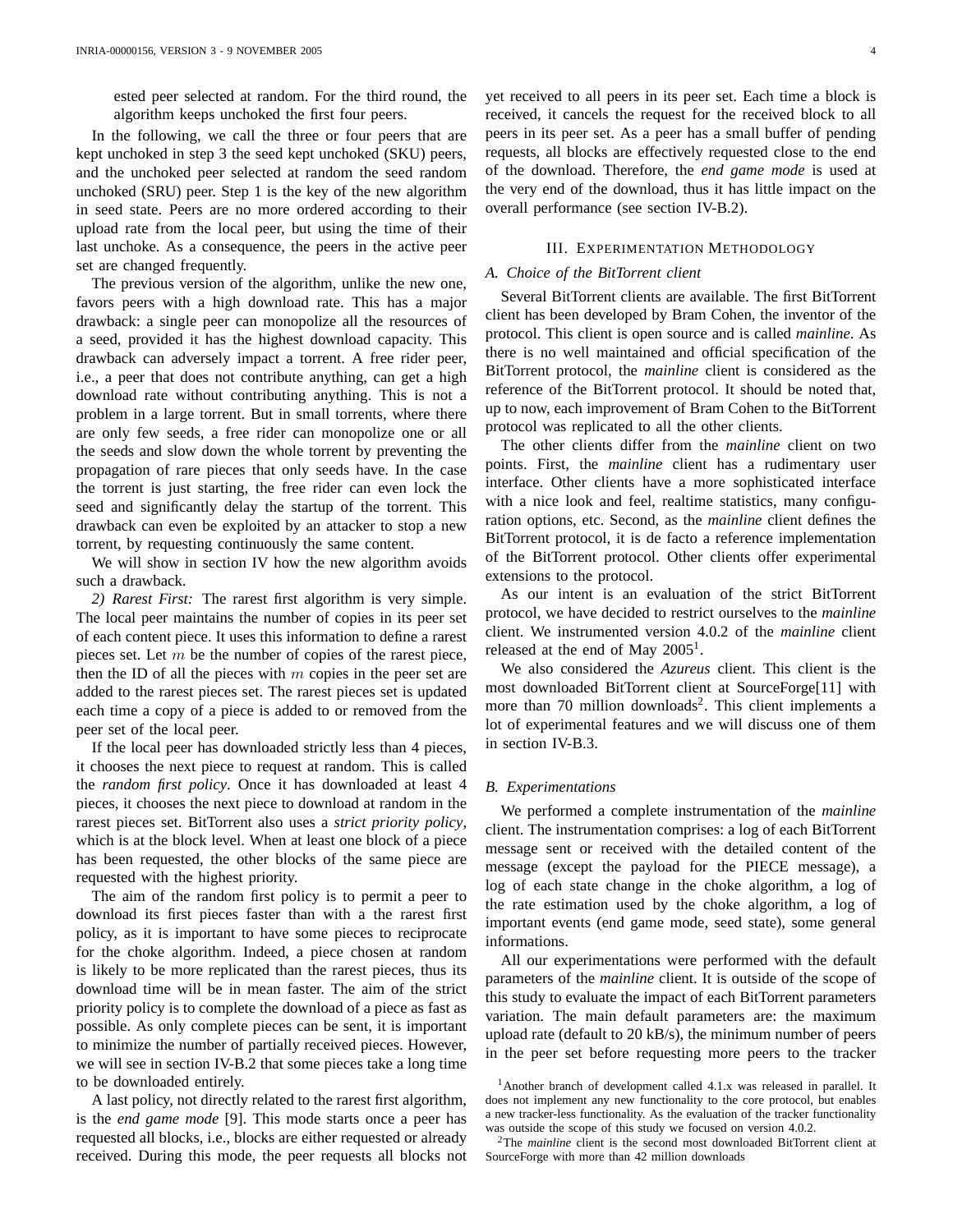ested peer selected at random. For the third round, the algorithm keeps unchoked the first four peers.

In the following, we call the three or four peers that are kept unchoked in step 3 the seed kept unchoked (SKU) peers, and the unchoked peer selected at random the seed random unchoked (SRU) peer. Step 1 is the key of the new algorithm in seed state. Peers are no more ordered according to their upload rate from the local peer, but using the time of their last unchoke. As a consequence, the peers in the active peer set are changed frequently.

The previous version of the algorithm, unlike the new one, favors peers with a high download rate. This has a major drawback: a single peer can monopolize all the resources of a seed, provided it has the highest download capacity. This drawback can adversely impact a torrent. A free rider peer, i.e., a peer that does not contribute anything, can get a high download rate without contributing anything. This is not a problem in a large torrent. But in small torrents, where there are only few seeds, a free rider can monopolize one or all the seeds and slow down the whole torrent by preventing the propagation of rare pieces that only seeds have. In the case the torrent is just starting, the free rider can even lock the seed and significantly delay the startup of the torrent. This drawback can even be exploited by an attacker to stop a new torrent, by requesting continuously the same content.

We will show in section IV how the new algorithm avoids such a drawback.

*2) Rarest First:* The rarest first algorithm is very simple. The local peer maintains the number of copies in its peer set of each content piece. It uses this information to define a rarest pieces set. Let $m$ be the number of copies of the rarest piece, then the ID of all the pieces with $m$ copies in the peer set are added to the rarest pieces set. The rarest pieces set is updated each time a copy of a piece is added to or removed from the peer set of the local peer.

If the local peer has downloaded strictly less than 4 pieces, it chooses the next piece to request at random. This is called the *random first policy*. Once it has downloaded at least 4 pieces, it chooses the next piece to download at random in the rarest pieces set. BitTorrent also uses a *strict priority policy*, which is at the block level. When at least one block of a piece has been requested, the other blocks of the same piece are requested with the highest priority.

The aim of the random first policy is to permit a peer to download its first pieces faster than with a the rarest first policy, as it is important to have some pieces to reciprocate for the choke algorithm. Indeed, a piece chosen at random is likely to be more replicated than the rarest pieces, thus its download time will be in mean faster. The aim of the strict priority policy is to complete the download of a piece as fast as possible. As only complete pieces can be sent, it is important to minimize the number of partially received pieces. However, we will see in section IV-B.2 that some pieces take a long time to be downloaded entirely.

A last policy, not directly related to the rarest first algorithm, is the *end game mode* [9]. This mode starts once a peer has requested all blocks, i.e., blocks are either requested or already received. During this mode, the peer requests all blocks not yet received to all peers in its peer set. Each time a block is received, it cancels the request for the received block to all peers in its peer set. As a peer has a small buffer of pending requests, all blocks are effectively requested close to the end of the download. Therefore, the *end game mode* is used at the very end of the download, thus it has little impact on the overall performance (see section IV-B.2).

## III. Experimentation Methodology

### A. Choice of the BitTorrent client

Several BitTorrent clients are available. The first BitTorrent client has been developed by Bram Cohen, the inventor of the protocol. This client is open source and is called *mainline*. As there is no well maintained and official specification of the BitTorrent protocol, the *mainline* client is considered as the reference of the BitTorrent protocol. It should be noted that, up to now, each improvement of Bram Cohen to the BitTorrent protocol was replicated to all the other clients.

The other clients differ from the *mainline* client on two points. First, the *mainline* client has a rudimentary user interface. Other clients have a more sophisticated interface with a nice look and feel, realtime statistics, many configuration options, etc. Second, as the *mainline* client defines the BitTorrent protocol, it is de facto a reference implementation of the BitTorrent protocol. Other clients offer experimental extensions to the protocol.

As our intent is an evaluation of the strict BitTorrent protocol, we have decided to restrict ourselves to the *mainline* client. We instrumented version 4.0.2 of the *mainline* client released at the end of May 2005[1].

We also considered the *Azureus* client. This client is the most downloaded BitTorrent client at SourceForge[11] with more than 70 million downloads[2]. This client implements a lot of experimental features and we will discuss one of them in section IV-B.3.

### B. Experimentations

We performed a complete instrumentation of the *mainline* client. The instrumentation comprises: a log of each BitTorrent message sent or received with the detailed content of the message (except the payload for the PIECE message), a log of each state change in the choke algorithm, a log of the rate estimation used by the choke algorithm, a log of important events (end game mode, seed state), some general informations.

All our experimentations were performed with the default parameters of the *mainline* client. It is outside of the scope of this study to evaluate the impact of each BitTorrent parameters variation. The main default parameters are: the maximum upload rate (default to 20 kB/s), the minimum number of peers in the peer set before requesting more peers to the tracker

[1] Another branch of development called 4.1.x was released in parallel. It does not implement any new functionality to the core protocol, but enables a new tracker-less functionality. As the evaluation of the tracker functionality was outside the scope of this study we focused on version 4.0.2.

[2] The *mainline* client is the second most downloaded BitTorrent client at SourceForge with more than 42 million downloads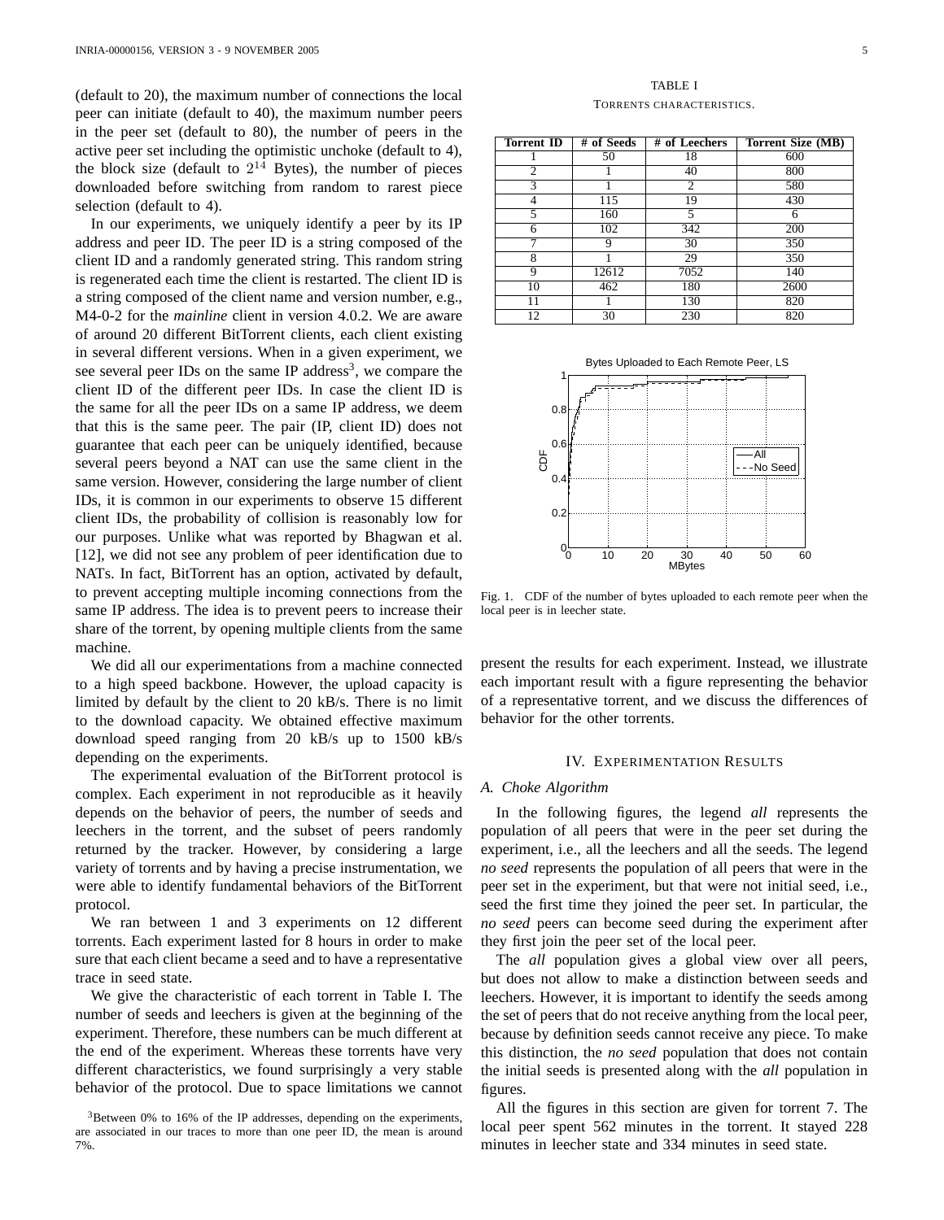(default to 20), the maximum number of connections the local peer can initiate (default to 40), the maximum number peers in the peer set (default to 80), the number of peers in the active peer set including the optimistic unchoke (default to 4), the block size (default to $2^{14}$ Bytes), the number of pieces downloaded before switching from random to rarest piece selection (default to 4).

In our experiments, we uniquely identify a peer by its IP address and peer ID. The peer ID is a string composed of the client ID and a randomly generated string. This random string is regenerated each time the client is restarted. The client ID is a string composed of the client name and version number, e.g., M4-0-2 for the *mainline* client in version 4.0.2. We are aware of around 20 different BitTorrent clients, each client existing in several different versions. When in a given experiment, we see several peer IDs on the same IP address[3], we compare the client ID of the different peer IDs. In case the client ID is the same for all the peer IDs on a same IP address, we deem that this is the same peer. The pair (IP, client ID) does not guarantee that each peer can be uniquely identified, because several peers beyond a NAT can use the same client in the same version. However, considering the large number of client IDs, it is common in our experiments to observe 15 different client IDs, the probability of collision is reasonably low for our purposes. Unlike what was reported by Bhagwan et al. [12], we did not see any problem of peer identification due to NATs. In fact, BitTorrent has an option, activated by default, to prevent accepting multiple incoming connections from the same IP address. The idea is to prevent peers to increase their share of the torrent, by opening multiple clients from the same machine.

We did all our experimentations from a machine connected to a high speed backbone. However, the upload capacity is limited by default by the client to 20 kB/s. There is no limit to the download capacity. We obtained effective maximum download speed ranging from 20 kB/s up to 1500 kB/s depending on the experiments.

The experimental evaluation of the BitTorrent protocol is complex. Each experiment in not reproducible as it heavily depends on the behavior of peers, the number of seeds and leechers in the torrent, and the subset of peers randomly returned by the tracker. However, by considering a large variety of torrents and by having a precise instrumentation, we were able to identify fundamental behaviors of the BitTorrent protocol.

We ran between 1 and 3 experiments on 12 different torrents. Each experiment lasted for 8 hours in order to make sure that each client became a seed and to have a representative trace in seed state.

We give the characteristic of each torrent in Table I. The number of seeds and leechers is given at the beginning of the experiment. Therefore, these numbers can be much different at the end of the experiment. Whereas these torrents have very different characteristics, we found surprisingly a very stable behavior of the protocol. Due to space limitations we cannot present the results for each experiment. Instead, we illustrate each important result with a figure representing the behavior of a representative torrent, and we discuss the differences of behavior for the other torrents.

[3] Between 0% to 16% of the IP addresses, depending on the experiments, are associated in our traces to more than one peer ID, the mean is around 7%.

TABLE I

TORRENTS CHARACTERISTICS.

| Torrent ID | # of Seeds | # of Leechers | Torrent Size (MB) |
|---|---|---|---|
| 1 | 50 | 18 | 600 |
| 2 | 1 | 40 | 800 |
| 3 | 1 | 2 | 580 |
| 4 | 115 | 19 | 430 |
| 5 | 160 | 5 | 6 |
| 6 | 102 | 342 | 200 |
| 7 | 9 | 30 | 350 |
| 8 | 1 | 29 | 350 |
| 9 | 12612 | 7052 | 140 |
| 10 | 462 | 180 | 2600 |
| 11 | 1 | 130 | 820 |
| 12 | 30 | 230 | 820 |

Fig. 1. CDF of the number of bytes uploaded to each remote peer when the local peer is in leecher state.

## IV. Experimentation Results

### A. Choke Algorithm

In the following figures, the legend *all* represents the population of all peers that were in the peer set during the experiment, i.e., all the leechers and all the seeds. The legend *no seed* represents the population of all peers that were in the peer set in the experiment, but that were not initial seed, i.e., seed the first time they joined the peer set. In particular, the *no seed* peers can become seed during the experiment after they first join the peer set of the local peer.

The *all* population gives a global view over all peers, but does not allow to make a distinction between seeds and leechers. However, it is important to identify the seeds among the set of peers that do not receive anything from the local peer, because by definition seeds cannot receive any piece. To make this distinction, the *no seed* population that does not contain the initial seeds is presented along with the *all* population in figures.

All the figures in this section are given for torrent 7. The local peer spent 562 minutes in the torrent. It stayed 228 minutes in leecher state and 334 minutes in seed state.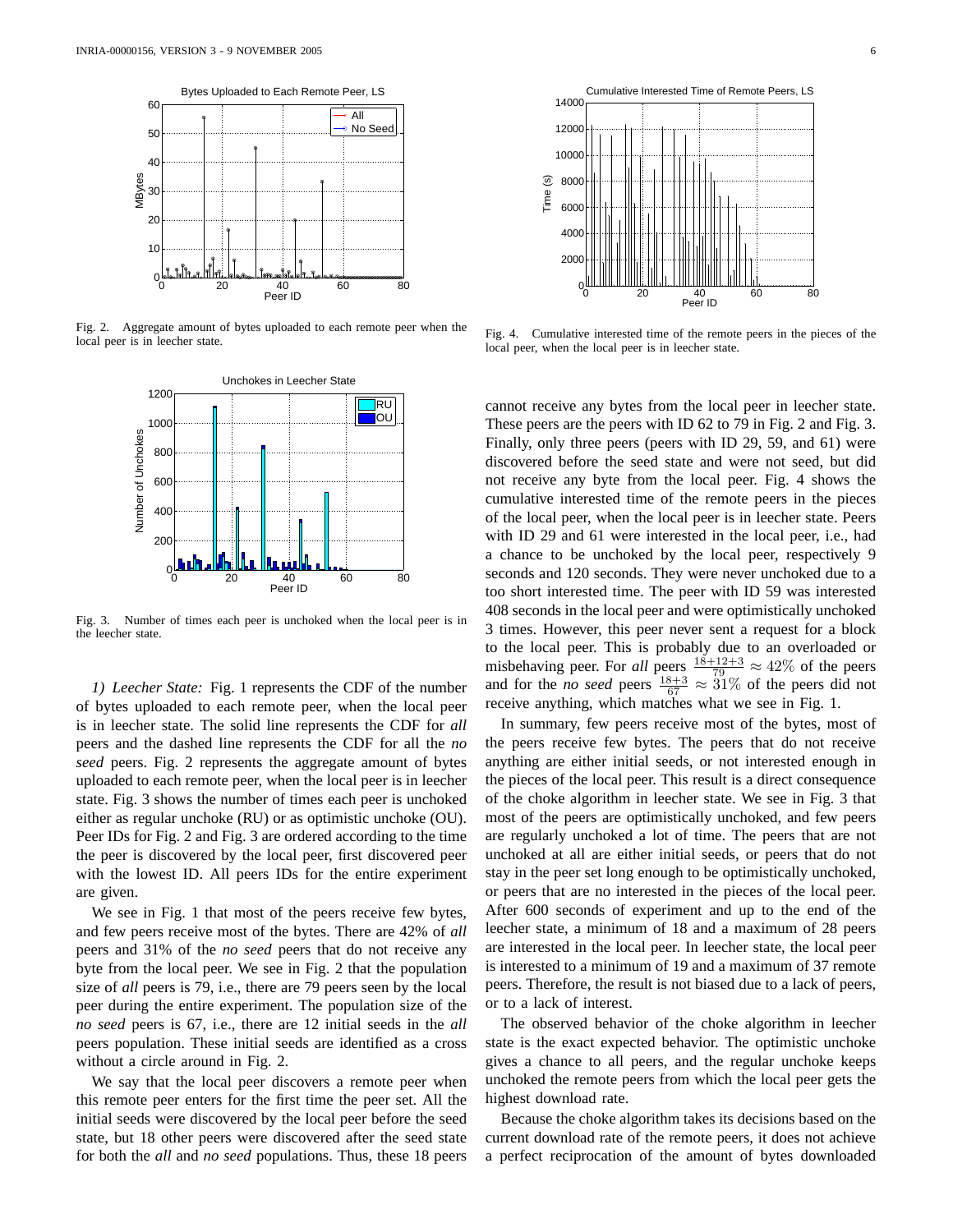Fig. 2. Aggregate amount of bytes uploaded to each remote peer when the local peer is in leecher state.

Fig. 3. Number of times each peer is unchoked when the local peer is in the leecher state.

Fig. 4. Cumulative interested time of the remote peers in the pieces of the local peer, when the local peer is in leecher state.

*1) Leecher State:* Fig. 1 represents the CDF of the number of bytes uploaded to each remote peer, when the local peer is in leecher state. The solid line represents the CDF for *all* peers and the dashed line represents the CDF for all the *no seed* peers. Fig. 2 represents the aggregate amount of bytes uploaded to each remote peer, when the local peer is in leecher state. Fig. 3 shows the number of times each peer is unchoked either as regular unchoke (RU) or as optimistic unchoke (OU). Peer IDs for Fig. 2 and Fig. 3 are ordered according to the time the peer is discovered by the local peer, first discovered peer with the lowest ID. All peers IDs for the entire experiment are given.

We see in Fig. 1 that most of the peers receive few bytes, and few peers receive most of the bytes. There are 42% of *all* peers and 31% of the *no seed* peers that do not receive any byte from the local peer. We see in Fig. 2 that the population size of *all* peers is 79, i.e., there are 79 peers seen by the local peer during the entire experiment. The population size of the *no seed* peers is 67, i.e., there are 12 initial seeds in the *all* peers population. These initial seeds are identified as a cross without a circle around in Fig. 2.

We say that the local peer discovers a remote peer when this remote peer enters for the first time the peer set. All the initial seeds were discovered by the local peer before the seed state, but 18 other peers were discovered after the seed state for both the *all* and *no seed* populations. Thus, these 18 peers cannot receive any bytes from the local peer in leecher state. These peers are the peers with ID 62 to 79 in Fig. 2 and Fig. 3. Finally, only three peers (peers with ID 29, 59, and 61) were discovered before the seed state and were not seed, but did not receive any byte from the local peer. Fig. 4 shows the cumulative interested time of the remote peers in the pieces of the local peer, when the local peer is in leecher state. Peers with ID 29 and 61 were interested in the local peer, i.e., had a chance to be unchoked by the local peer, respectively 9 seconds and 120 seconds. They were never unchoked due to a too short interested time. The peer with ID 59 was interested 408 seconds in the local peer and were optimistically unchoked 3 times. However, this peer never sent a request for a block to the local peer. This is probably due to an overloaded or misbehaving peer. For *all* peers $\frac{18+12+3}{79} \approx 42\%$ of the peers and for the *no seed* peers $\frac{18+3}{67} \approx 31\%$ of the peers did not receive anything, which matches what we see in Fig. 1.

In summary, few peers receive most of the bytes, most of the peers receive few bytes. The peers that do not receive anything are either initial seeds, or not interested enough in the pieces of the local peer. This result is a direct consequence of the choke algorithm in leecher state. We see in Fig. 3 that most of the peers are optimistically unchoked, and few peers are regularly unchoked a lot of time. The peers that are not unchoked at all are either initial seeds, or peers that do not stay in the peer set long enough to be optimistically unchoked, or peers that are no interested in the pieces of the local peer. After 600 seconds of experiment and up to the end of the leecher state, a minimum of 18 and a maximum of 28 peers are interested in the local peer. In leecher state, the local peer is interested to a minimum of 19 and a maximum of 37 remote peers. Therefore, the result is not biased due to a lack of peers, or to a lack of interest.

The observed behavior of the choke algorithm in leecher state is the exact expected behavior. The optimistic unchoke gives a chance to all peers, and the regular unchoke keeps unchoked the remote peers from which the local peer gets the highest download rate.

Because the choke algorithm takes its decisions based on the current download rate of the remote peers, it does not achieve a perfect reciprocation of the amount of bytes downloaded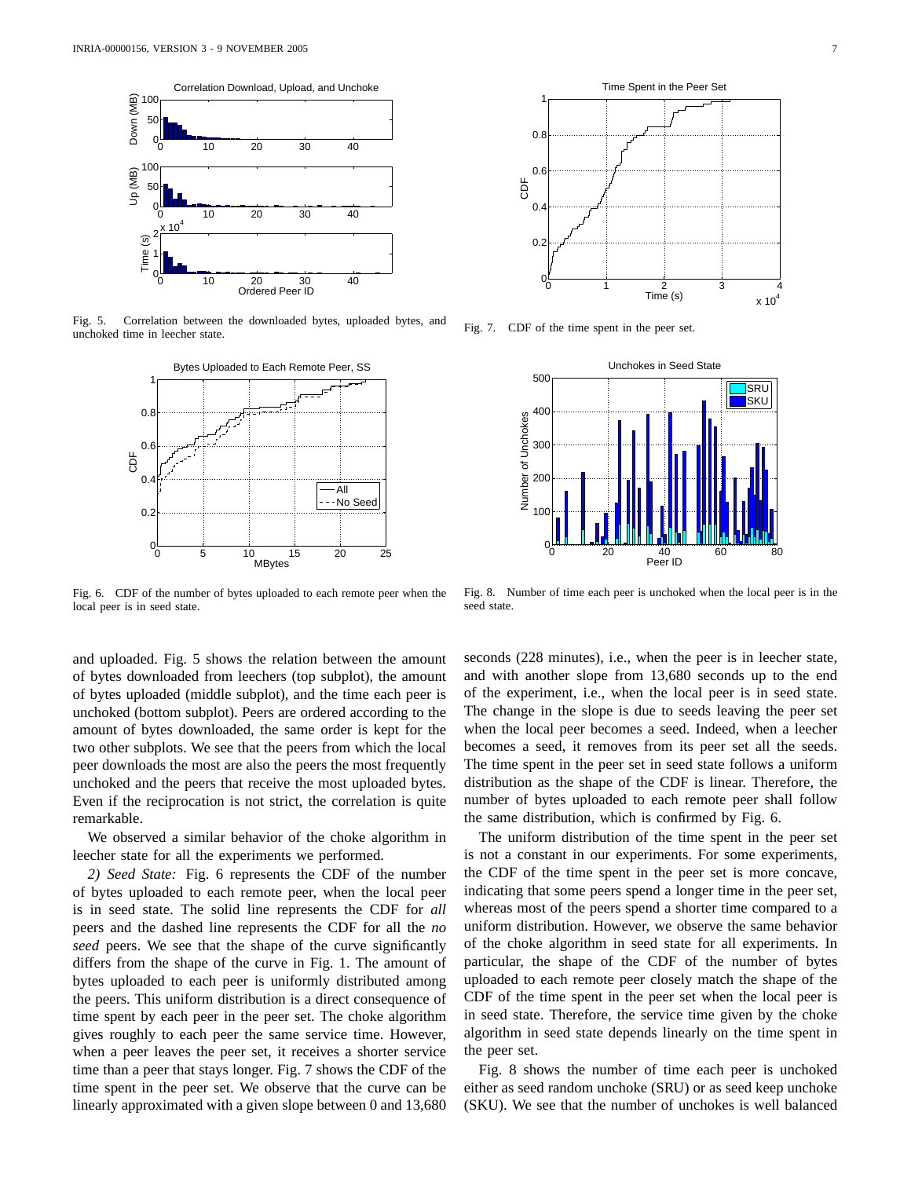Fig. 5. Correlation between the downloaded bytes, uploaded bytes, and unchoked time in leecher state.

Fig. 6. CDF of the number of bytes uploaded to each remote peer when the local peer is in seed state.

Fig. 7. CDF of the time spent in the peer set.

Fig. 8. Number of time each peer is unchoked when the local peer is in the seed state.

and uploaded. Fig. 5 shows the relation between the amount of bytes downloaded from leechers (top subplot), the amount of bytes uploaded (middle subplot), and the time each peer is unchoked (bottom subplot). Peers are ordered according to the amount of bytes downloaded, the same order is kept for the two other subplots. We see that the peers from which the local peer downloads the most are also the peers the most frequently unchoked and the peers that receive the most uploaded bytes. Even if the reciprocation is not strict, the correlation is quite remarkable.

We observed a similar behavior of the choke algorithm in leecher state for all the experiments we performed.

*2) Seed State:* Fig. 6 represents the CDF of the number of bytes uploaded to each remote peer, when the local peer is in seed state. The solid line represents the CDF for *all* peers and the dashed line represents the CDF for all the *no seed* peers. We see that the shape of the curve significantly differs from the shape of the curve in Fig. 1. The amount of bytes uploaded to each peer is uniformly distributed among the peers. This uniform distribution is a direct consequence of time spent by each peer in the peer set. The choke algorithm gives roughly to each peer the same service time. However, when a peer leaves the peer set, it receives a shorter service time than a peer that stays longer. Fig. 7 shows the CDF of the time spent in the peer set. We observe that the curve can be linearly approximated with a given slope between 0 and 13,680 seconds (228 minutes), i.e., when the peer is in leecher state, and with another slope from 13,680 seconds up to the end of the experiment, i.e., when the local peer is in seed state. The change in the slope is due to seeds leaving the peer set when the local peer becomes a seed. Indeed, when a leecher becomes a seed, it removes from its peer set all the seeds. The time spent in the peer set in seed state follows a uniform distribution as the shape of the CDF is linear. Therefore, the number of bytes uploaded to each remote peer shall follow the same distribution, which is confirmed by Fig. 6.

The uniform distribution of the time spent in the peer set is not a constant in our experiments. For some experiments, the CDF of the time spent in the peer set is more concave, indicating that some peers spend a longer time in the peer set, whereas most of the peers spend a shorter time compared to a uniform distribution. However, we observe the same behavior of the choke algorithm in seed state for all experiments. In particular, the shape of the CDF of the number of bytes uploaded to each remote peer closely match the shape of the CDF of the time spent in the peer set when the local peer is in seed state. Therefore, the service time given by the choke algorithm in seed state depends linearly on the time spent in the peer set.

Fig. 8 shows the number of time each peer is unchoked either as seed random unchoke (SRU) or as seed keep unchoke (SKU). We see that the number of unchokes is well balanced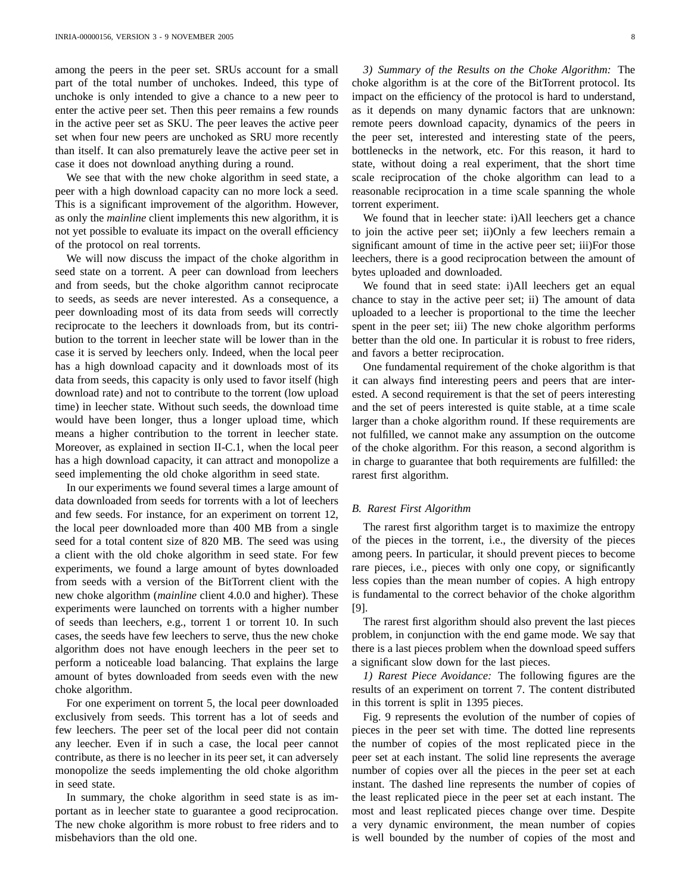among the peers in the peer set. SRUs account for a small part of the total number of unchokes. Indeed, this type of unchoke is only intended to give a chance to a new peer to enter the active peer set. Then this peer remains a few rounds in the active peer set as SKU. The peer leaves the active peer set when four new peers are unchoked as SRU more recently than itself. It can also prematurely leave the active peer set in case it does not download anything during a round.

We see that with the new choke algorithm in seed state, a peer with a high download capacity can no more lock a seed. This is a significant improvement of the algorithm. However, as only the *mainline* client implements this new algorithm, it is not yet possible to evaluate its impact on the overall efficiency of the protocol on real torrents.

We will now discuss the impact of the choke algorithm in seed state on a torrent. A peer can download from leechers and from seeds, but the choke algorithm cannot reciprocate to seeds, as seeds are never interested. As a consequence, a peer downloading most of its data from seeds will correctly reciprocate to the leechers it downloads from, but its contribution to the torrent in leecher state will be lower than in the case it is served by leechers only. Indeed, when the local peer has a high download capacity and it downloads most of its data from seeds, this capacity is only used to favor itself (high download rate) and not to contribute to the torrent (low upload time) in leecher state. Without such seeds, the download time would have been longer, thus a longer upload time, which means a higher contribution to the torrent in leecher state. Moreover, as explained in section II-C.1, when the local peer has a high download capacity, it can attract and monopolize a seed implementing the old choke algorithm in seed state.

In our experiments we found several times a large amount of data downloaded from seeds for torrents with a lot of leechers and few seeds. For instance, for an experiment on torrent 12, the local peer downloaded more than 400 MB from a single seed for a total content size of 820 MB. The seed was using a client with the old choke algorithm in seed state. For few experiments, we found a large amount of bytes downloaded from seeds with a version of the BitTorrent client with the new choke algorithm (*mainline* client 4.0.0 and higher). These experiments were launched on torrents with a higher number of seeds than leechers, e.g., torrent 1 or torrent 10. In such cases, the seeds have few leechers to serve, thus the new choke algorithm does not have enough leechers in the peer set to perform a noticeable load balancing. That explains the large amount of bytes downloaded from seeds even with the new choke algorithm.

For one experiment on torrent 5, the local peer downloaded exclusively from seeds. This torrent has a lot of seeds and few leechers. The peer set of the local peer did not contain any leecher. Even if in such a case, the local peer cannot contribute, as there is no leecher in its peer set, it can adversely monopolize the seeds implementing the old choke algorithm in seed state.

In summary, the choke algorithm in seed state is as important as in leecher state to guarantee a good reciprocation. The new choke algorithm is more robust to free riders and to misbehaviors than the old one.

*3) Summary of the Results on the Choke Algorithm:* The choke algorithm is at the core of the BitTorrent protocol. Its impact on the efficiency of the protocol is hard to understand, as it depends on many dynamic factors that are unknown: remote peers download capacity, dynamics of the peers in the peer set, interested and interesting state of the peers, bottlenecks in the network, etc. For this reason, it hard to state, without doing a real experiment, that the short time scale reciprocation of the choke algorithm can lead to a reasonable reciprocation in a time scale spanning the whole torrent experiment.

We found that in leecher state: i)All leechers get a chance to join the active peer set; ii)Only a few leechers remain a significant amount of time in the active peer set; iii)For those leechers, there is a good reciprocation between the amount of bytes uploaded and downloaded.

We found that in seed state: i)All leechers get an equal chance to stay in the active peer set; ii) The amount of data uploaded to a leecher is proportional to the time the leecher spent in the peer set; iii) The new choke algorithm performs better than the old one. In particular it is robust to free riders, and favors a better reciprocation.

One fundamental requirement of the choke algorithm is that it can always find interesting peers and peers that are interested. A second requirement is that the set of peers interesting and the set of peers interested is quite stable, at a time scale larger than a choke algorithm round. If these requirements are not fulfilled, we cannot make any assumption on the outcome of the choke algorithm. For this reason, a second algorithm is in charge to guarantee that both requirements are fulfilled: the rarest first algorithm.

### B. Rarest First Algorithm

The rarest first algorithm target is to maximize the entropy of the pieces in the torrent, i.e., the diversity of the pieces among peers. In particular, it should prevent pieces to become rare pieces, i.e., pieces with only one copy, or significantly less copies than the mean number of copies. A high entropy is fundamental to the correct behavior of the choke algorithm [9].

The rarest first algorithm should also prevent the last pieces problem, in conjunction with the end game mode. We say that there is a last pieces problem when the download speed suffers a significant slow down for the last pieces.

*1) Rarest Piece Avoidance:* The following figures are the results of an experiment on torrent 7. The content distributed in this torrent is split in 1395 pieces.

Fig. 9 represents the evolution of the number of copies of pieces in the peer set with time. The dotted line represents the number of copies of the most replicated piece in the peer set at each instant. The solid line represents the average number of copies over all the pieces in the peer set at each instant. The dashed line represents the number of copies of the least replicated piece in the peer set at each instant. The most and least replicated pieces change over time. Despite a very dynamic environment, the mean number of copies is well bounded by the number of copies of the most and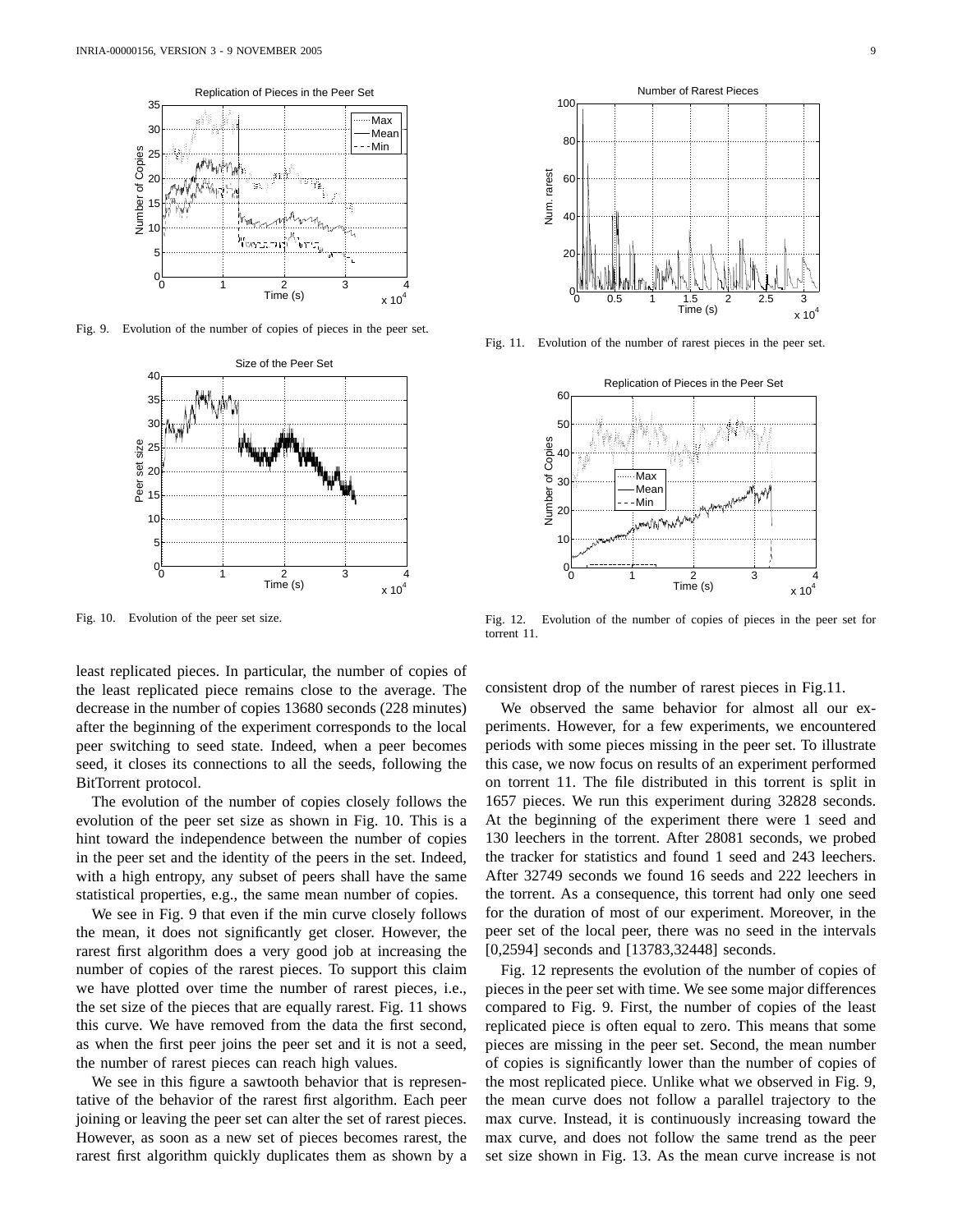Fig. 9. Evolution of the number of copies of pieces in the peer set.

Fig. 10. Evolution of the peer set size.

Fig. 11. Evolution of the number of rarest pieces in the peer set.

Fig. 12. Evolution of the number of copies of pieces in the peer set for torrent 11.

least replicated pieces. In particular, the number of copies of the least replicated piece remains close to the average. The decrease in the number of copies 13680 seconds (228 minutes) after the beginning of the experiment corresponds to the local peer switching to seed state. Indeed, when a peer becomes seed, it closes its connections to all the seeds, following the BitTorrent protocol.

The evolution of the number of copies closely follows the evolution of the peer set size as shown in Fig. 10. This is a hint toward the independence between the number of copies in the peer set and the identity of the peers in the set. Indeed, with a high entropy, any subset of peers shall have the same statistical properties, e.g., the same mean number of copies.

We see in Fig. 9 that even if the min curve closely follows the mean, it does not significantly get closer. However, the rarest first algorithm does a very good job at increasing the number of copies of the rarest pieces. To support this claim we have plotted over time the number of rarest pieces, i.e., the set size of the pieces that are equally rarest. Fig. 11 shows this curve. We have removed from the data the first second, as when the first peer joins the peer set and it is not a seed, the number of rarest pieces can reach high values.

We see in this figure a sawtooth behavior that is representative of the behavior of the rarest first algorithm. Each peer joining or leaving the peer set can alter the set of rarest pieces. However, as soon as a new set of pieces becomes rarest, the rarest first algorithm quickly duplicates them as shown by a consistent drop of the number of rarest pieces in Fig.11.

We observed the same behavior for almost all our experiments. However, for a few experiments, we encountered periods with some pieces missing in the peer set. To illustrate this case, we now focus on results of an experiment performed on torrent 11. The file distributed in this torrent is split in 1657 pieces. We run this experiment during 32828 seconds. At the beginning of the experiment there were 1 seed and 130 leechers in the torrent. After 28081 seconds, we probed the tracker for statistics and found 1 seed and 243 leechers. After 32749 seconds we found 16 seeds and 222 leechers in the torrent. As a consequence, this torrent had only one seed for the duration of most of our experiment. Moreover, in the peer set of the local peer, there was no seed in the intervals [0,2594] seconds and [13783,32448] seconds.

Fig. 12 represents the evolution of the number of copies of pieces in the peer set with time. We see some major differences compared to Fig. 9. First, the number of copies of the least replicated piece is often equal to zero. This means that some pieces are missing in the peer set. Second, the mean number of copies is significantly lower than the number of copies of the most replicated piece. Unlike what we observed in Fig. 9, the mean curve does not follow a parallel trajectory to the max curve. Instead, it is continuously increasing toward the max curve, and does not follow the same trend as the peer set size shown in Fig. 13. As the mean curve increase is not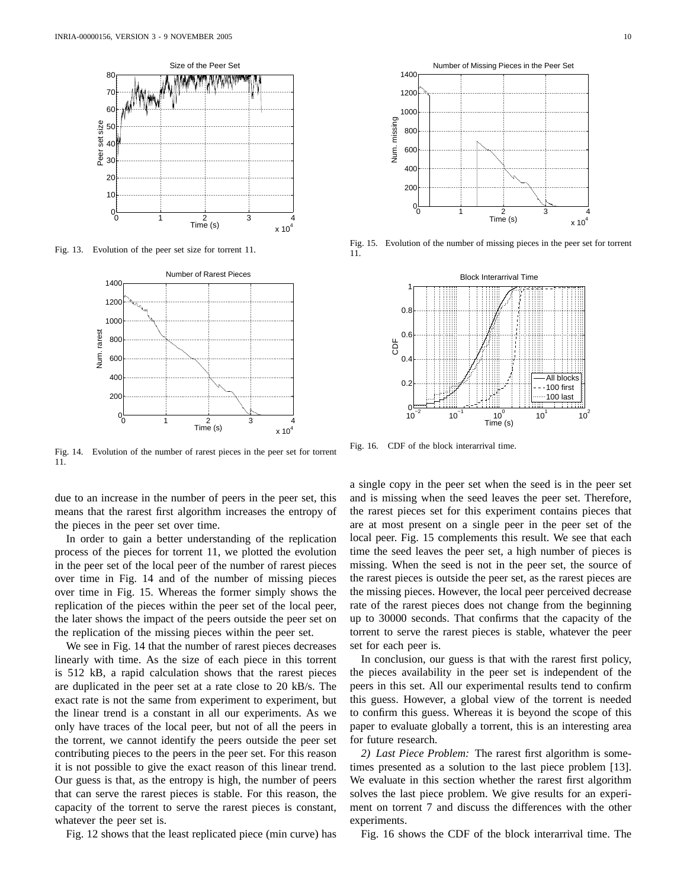Fig. 13. Evolution of the peer set size for torrent 11.

Fig. 14. Evolution of the number of rarest pieces in the peer set for torrent 11.

Fig. 15. Evolution of the number of missing pieces in the peer set for torrent 11.

Fig. 16. CDF of the block interarrival time.

due to an increase in the number of peers in the peer set, this means that the rarest first algorithm increases the entropy of the pieces in the peer set over time.

In order to gain a better understanding of the replication process of the pieces for torrent 11, we plotted the evolution in the peer set of the local peer of the number of rarest pieces over time in Fig. 14 and of the number of missing pieces over time in Fig. 15. Whereas the former simply shows the replication of the pieces within the peer set of the local peer, the later shows the impact of the peers outside the peer set on the replication of the missing pieces within the peer set.

We see in Fig. 14 that the number of rarest pieces decreases linearly with time. As the size of each piece in this torrent is 512 kB, a rapid calculation shows that the rarest pieces are duplicated in the peer set at a rate close to 20 kB/s. The exact rate is not the same from experiment to experiment, but the linear trend is a constant in all our experiments. As we only have traces of the local peer, but not of all the peers in the torrent, we cannot identify the peers outside the peer set contributing pieces to the peers in the peer set. For this reason it is not possible to give the exact reason of this linear trend. Our guess is that, as the entropy is high, the number of peers that can serve the rarest pieces is stable. For this reason, the capacity of the torrent to serve the rarest pieces is constant, whatever the peer set is.

Fig. 12 shows that the least replicated piece (min curve) has a single copy in the peer set when the seed is in the peer set and is missing when the seed leaves the peer set. Therefore, the rarest pieces set for this experiment contains pieces that are at most present on a single peer in the peer set of the local peer. Fig. 15 complements this result. We see that each time the seed leaves the peer set, a high number of pieces is missing. When the seed is not in the peer set, the source of the rarest pieces is outside the peer set, as the rarest pieces are the missing pieces. However, the local peer perceived decrease rate of the rarest pieces does not change from the beginning up to 30000 seconds. That confirms that the capacity of the torrent to serve the rarest pieces is stable, whatever the peer set for each peer is.

In conclusion, our guess is that with the rarest first policy, the pieces availability in the peer set is independent of the peers in this set. All our experimental results tend to confirm this guess. However, a global view of the torrent is needed to confirm this guess. Whereas it is beyond the scope of this paper to evaluate globally a torrent, this is an interesting area for future research.

*2) Last Piece Problem:* The rarest first algorithm is sometimes presented as a solution to the last piece problem [13]. We evaluate in this section whether the rarest first algorithm solves the last piece problem. We give results for an experiment on torrent 7 and discuss the differences with the other experiments.

Fig. 16 shows the CDF of the block interarrival time. The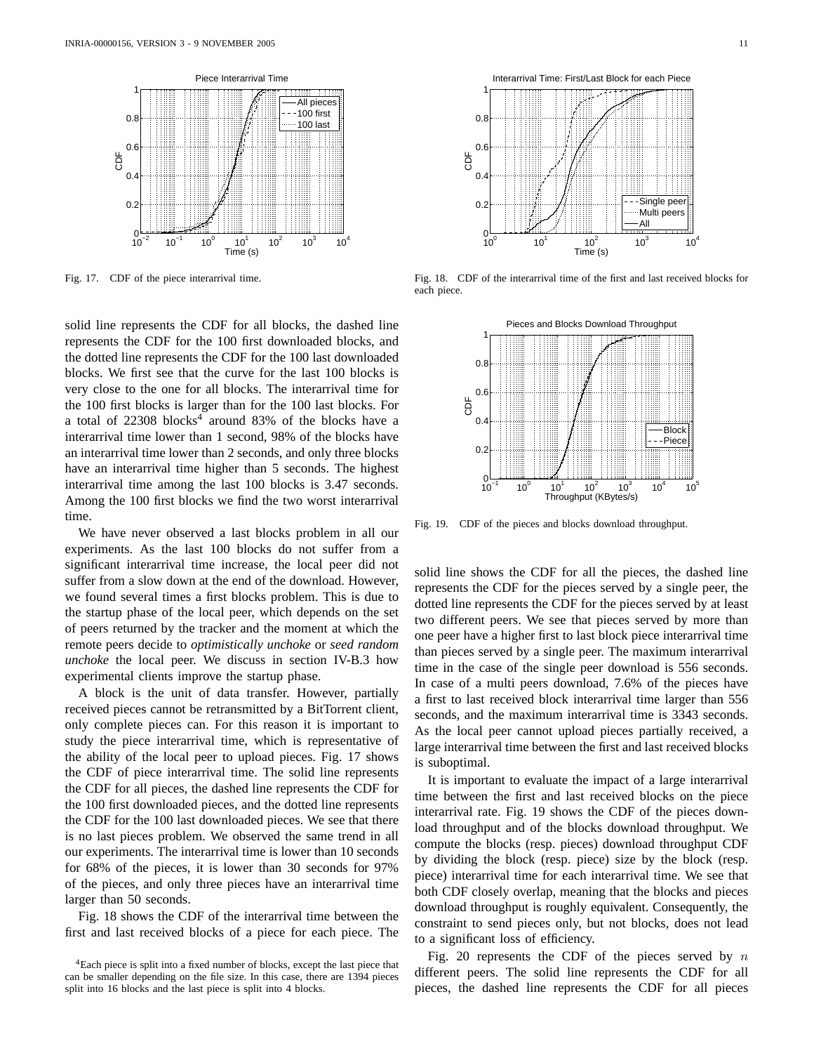Fig. 17. CDF of the piece interarrival time.

Fig. 18. CDF of the interarrival time of the first and last received blocks for each piece.

Fig. 19. CDF of the pieces and blocks download throughput.

solid line represents the CDF for all blocks, the dashed line represents the CDF for the 100 first downloaded blocks, and the dotted line represents the CDF for the 100 last downloaded blocks. We first see that the curve for the last 100 blocks is very close to the one for all blocks. The interarrival time for the 100 first blocks is larger than for the 100 last blocks. For a total of 22308 blocks[4] around 83% of the blocks have a interarrival time lower than 1 second, 98% of the blocks have an interarrival time lower than 2 seconds, and only three blocks have an interarrival time higher than 5 seconds. The highest interarrival time among the last 100 blocks is 3.47 seconds. Among the 100 first blocks we find the two worst interarrival time.

We have never observed a last blocks problem in all our experiments. As the last 100 blocks do not suffer from a significant interarrival time increase, the local peer did not suffer from a slow down at the end of the download. However, we found several times a first blocks problem. This is due to the startup phase of the local peer, which depends on the set of peers returned by the tracker and the moment at which the remote peers decide to *optimistically unchoke* or *seed random unchoke* the local peer. We discuss in section IV-B.3 how experimental clients improve the startup phase.

A block is the unit of data transfer. However, partially received pieces cannot be retransmitted by a BitTorrent client, only complete pieces can. For this reason it is important to study the piece interarrival time, which is representative of the ability of the local peer to upload pieces. Fig. 17 shows the CDF of piece interarrival time. The solid line represents the CDF for all pieces, the dashed line represents the CDF for the 100 first downloaded pieces, and the dotted line represents the CDF for the 100 last downloaded pieces. We see that there is no last pieces problem. We observed the same trend in all our experiments. The interarrival time is lower than 10 seconds for 68% of the pieces, it is lower than 30 seconds for 97% of the pieces, and only three pieces have an interarrival time larger than 50 seconds.

Fig. 18 shows the CDF of the interarrival time between the first and last received blocks of a piece for each piece. The solid line shows the CDF for all the pieces, the dashed line represents the CDF for the pieces served by a single peer, the dotted line represents the CDF for the pieces served by at least two different peers. We see that pieces served by more than one peer have a higher first to last block piece interarrival time than pieces served by a single peer. The maximum interarrival time in the case of the single peer download is 556 seconds. In case of a multi peers download, 7.6% of the pieces have a first to last received block interarrival time larger than 556 seconds, and the maximum interarrival time is 3343 seconds. As the local peer cannot upload pieces partially received, a large interarrival time between the first and last received blocks is suboptimal.

It is important to evaluate the impact of a large interarrival time between the first and last received blocks on the piece interarrival rate. Fig. 19 shows the CDF of the pieces download throughput and of the blocks download throughput. We compute the blocks (resp. pieces) download throughput CDF by dividing the block (resp. piece) size by the block (resp. piece) interarrival time for each interarrival time. We see that both CDF closely overlap, meaning that the blocks and pieces download throughput is roughly equivalent. Consequently, the constraint to send pieces only, but not blocks, does not lead to a significant loss of efficiency.

Fig. 20 represents the CDF of the pieces served by $n$ different peers. The solid line represents the CDF for all pieces, the dashed line represents the CDF for all pieces

[4] Each piece is split into a fixed number of blocks, except the last piece that can be smaller depending on the file size. In this case, there are 1394 pieces split into 16 blocks and the last piece is split into 4 blocks.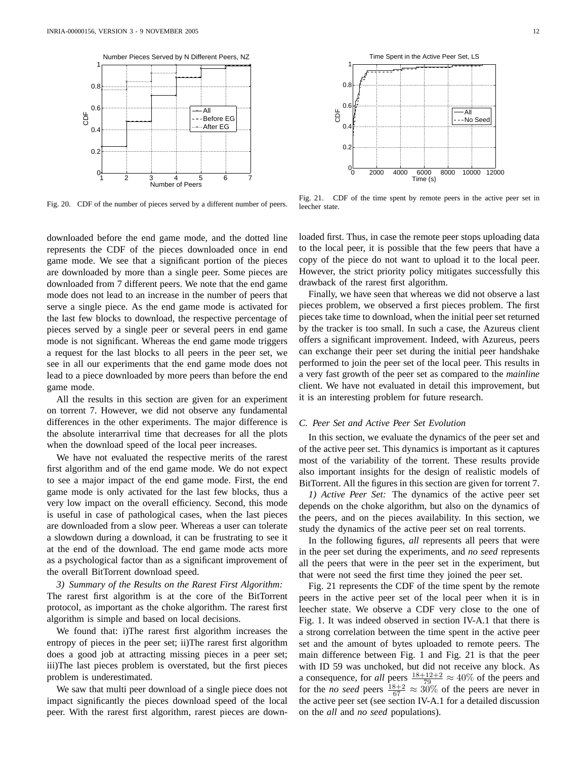Fig. 20. CDF of the number of pieces served by a different number of peers.

Fig. 21. CDF of the time spent by remote peers in the active peer set in leecher state.

downloaded before the end game mode, and the dotted line represents the CDF of the pieces downloaded once in end game mode. We see that a significant portion of the pieces are downloaded by more than a single peer. Some pieces are downloaded from 7 different peers. We note that the end game mode does not lead to an increase in the number of peers that serve a single piece. As the end game mode is activated for the last few blocks to download, the respective percentage of pieces served by a single peer or several peers in end game mode is not significant. Whereas the end game mode triggers a request for the last blocks to all peers in the peer set, we see in all our experiments that the end game mode does not lead to a piece downloaded by more peers than before the end game mode.

All the results in this section are given for an experiment on torrent 7. However, we did not observe any fundamental differences in the other experiments. The major difference is the absolute interarrival time that decreases for all the plots when the download speed of the local peer increases.

We have not evaluated the respective merits of the rarest first algorithm and of the end game mode. We do not expect to see a major impact of the end game mode. First, the end game mode is only activated for the last few blocks, thus a very low impact on the overall efficiency. Second, this mode is useful in case of pathological cases, when the last pieces are downloaded from a slow peer. Whereas a user can tolerate a slowdown during a download, it can be frustrating to see it at the end of the download. The end game mode acts more as a psychological factor than as a significant improvement of the overall BitTorrent download speed.

*3) Summary of the Results on the Rarest First Algorithm:* The rarest first algorithm is at the core of the BitTorrent protocol, as important as the choke algorithm. The rarest first algorithm is simple and based on local decisions.

We found that: i)The rarest first algorithm increases the entropy of pieces in the peer set; ii)The rarest first algorithm does a good job at attracting missing pieces in a peer set; iii)The last pieces problem is overstated, but the first pieces problem is underestimated.

We saw that multi peer download of a single piece does not impact significantly the pieces download speed of the local peer. With the rarest first algorithm, rarest pieces are downloaded first. Thus, in case the remote peer stops uploading data to the local peer, it is possible that the few peers that have a copy of the piece do not want to upload it to the local peer. However, the strict priority policy mitigates successfully this drawback of the rarest first algorithm.

Finally, we have seen that whereas we did not observe a last pieces problem, we observed a first pieces problem. The first pieces take time to download, when the initial peer set returned by the tracker is too small. In such a case, the Azureus client offers a significant improvement. Indeed, with Azureus, peers can exchange their peer set during the initial peer handshake performed to join the peer set of the local peer. This results in a very fast growth of the peer set as compared to the *mainline* client. We have not evaluated in detail this improvement, but it is an interesting problem for future research.

### C. Peer Set and Active Peer Set Evolution

In this section, we evaluate the dynamics of the peer set and of the active peer set. This dynamics is important as it captures most of the variability of the torrent. These results provide also important insights for the design of realistic models of BitTorrent. All the figures in this section are given for torrent 7.

*1) Active Peer Set:* The dynamics of the active peer set depends on the choke algorithm, but also on the dynamics of the peers, and on the pieces availability. In this section, we study the dynamics of the active peer set on real torrents.

In the following figures, *all* represents all peers that were in the peer set during the experiments, and *no seed* represents all the peers that were in the peer set in the experiment, but that were not seed the first time they joined the peer set.

Fig. 21 represents the CDF of the time spent by the remote peers in the active peer set of the local peer when it is in leecher state. We observe a CDF very close to the one of Fig. 1. It was indeed observed in section IV-A.1 that there is a strong correlation between the time spent in the active peer set and the amount of bytes uploaded to remote peers. The main difference between Fig. 1 and Fig. 21 is that the peer with ID 59 was unchoked, but did not receive any block. As a consequence, for *all* peers $\frac{18+12+2}{79} \approx 40\%$ of the peers and for the *no seed* peers $\frac{18+2}{67} \approx 30\%$ of the peers are never in the active peer set (see section IV-A.1 for a detailed discussion on the *all* and *no seed* populations).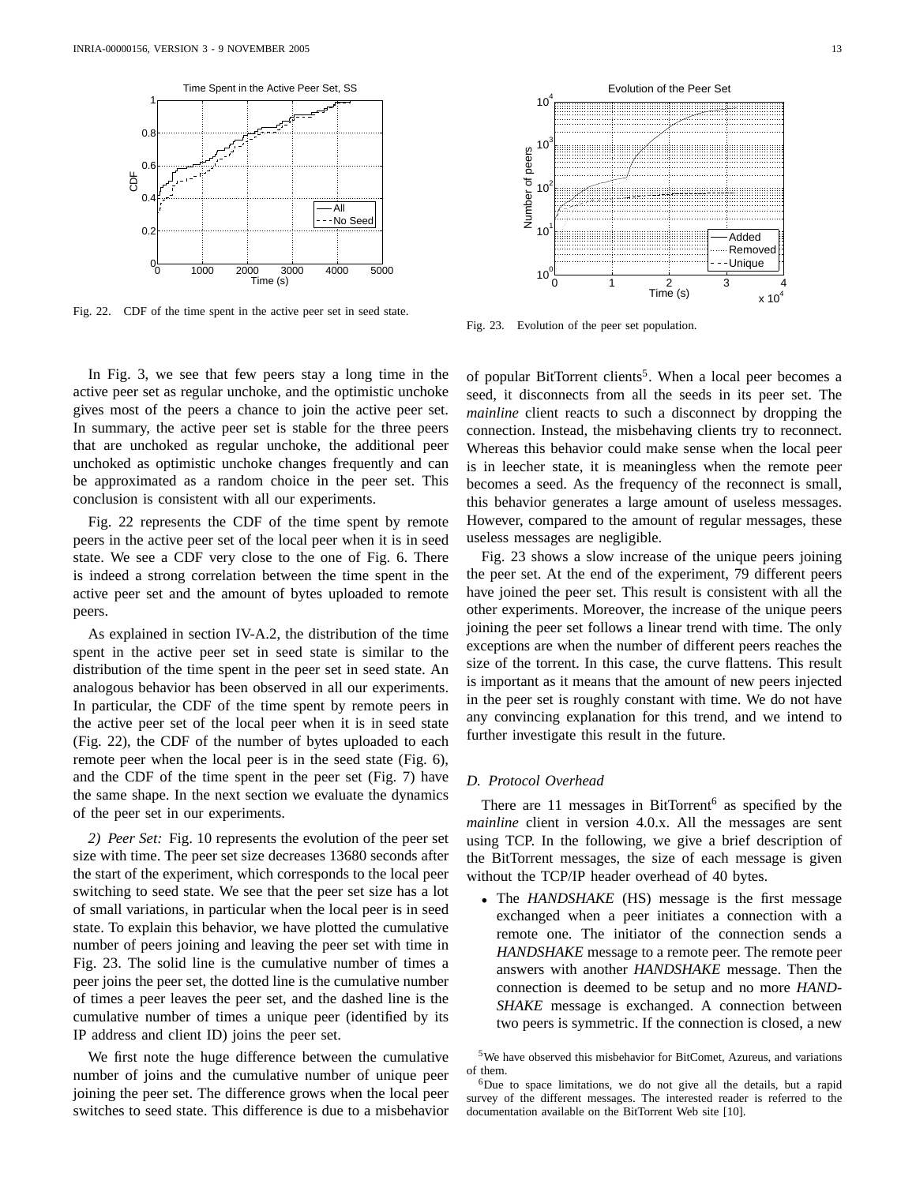Fig. 22. CDF of the time spent in the active peer set in seed state.

Fig. 23. Evolution of the peer set population.

In Fig. 3, we see that few peers stay a long time in the active peer set as regular unchoke, and the optimistic unchoke gives most of the peers a chance to join the active peer set. In summary, the active peer set is stable for the three peers that are unchoked as regular unchoke, the additional peer unchoked as optimistic unchoke changes frequently and can be approximated as a random choice in the peer set. This conclusion is consistent with all our experiments.

Fig. 22 represents the CDF of the time spent by remote peers in the active peer set of the local peer when it is in seed state. We see a CDF very close to the one of Fig. 6. There is indeed a strong correlation between the time spent in the active peer set and the amount of bytes uploaded to remote peers.

As explained in section IV-A.2, the distribution of the time spent in the active peer set in seed state is similar to the distribution of the time spent in the peer set in seed state. An analogous behavior has been observed in all our experiments. In particular, the CDF of the time spent by remote peers in the active peer set of the local peer when it is in seed state (Fig. 22), the CDF of the number of bytes uploaded to each remote peer when the local peer is in the seed state (Fig. 6), and the CDF of the time spent in the peer set (Fig. 7) have the same shape. In the next section we evaluate the dynamics of the peer set in our experiments.

*2) Peer Set:* Fig. 10 represents the evolution of the peer set size with time. The peer set size decreases 13680 seconds after the start of the experiment, which corresponds to the local peer switching to seed state. We see that the peer set size has a lot of small variations, in particular when the local peer is in seed state. To explain this behavior, we have plotted the cumulative number of peers joining and leaving the peer set with time in Fig. 23. The solid line is the cumulative number of times a peer joins the peer set, the dotted line is the cumulative number of times a peer leaves the peer set, and the dashed line is the cumulative number of times a unique peer (identified by its IP address and client ID) joins the peer set.

We first note the huge difference between the cumulative number of joins and the cumulative number of unique peer joining the peer set. The difference grows when the local peer switches to seed state. This difference is due to a misbehavior of popular BitTorrent clients[5]. When a local peer becomes a seed, it disconnects from all the seeds in its peer set. The *mainline* client reacts to such a disconnect by dropping the connection. Instead, the misbehaving clients try to reconnect. Whereas this behavior could make sense when the local peer is in leecher state, it is meaningless when the remote peer becomes a seed. As the frequency of the reconnect is small, this behavior generates a large amount of useless messages. However, compared to the amount of regular messages, these useless messages are negligible.

Fig. 23 shows a slow increase of the unique peers joining the peer set. At the end of the experiment, 79 different peers have joined the peer set. This result is consistent with all the other experiments. Moreover, the increase of the unique peers joining the peer set follows a linear trend with time. The only exceptions are when the number of different peers reaches the size of the torrent. In this case, the curve flattens. This result is important as it means that the amount of new peers injected in the peer set is roughly constant with time. We do not have any convincing explanation for this trend, and we intend to further investigate this result in the future.

### D. Protocol Overhead

There are 11 messages in BitTorrent[6] as specified by the *mainline* client in version 4.0.x. All the messages are sent using TCP. In the following, we give a brief description of the BitTorrent messages, the size of each message is given without the TCP/IP header overhead of 40 bytes.

- The *HANDSHAKE* (HS) message is the first message exchanged when a peer initiates a connection with a remote one. The initiator of the connection sends a *HANDSHAKE* message to a remote peer. The remote peer answers with another *HANDSHAKE* message. Then the connection is deemed to be setup and no more *HANDSHAKE* message is exchanged. A connection between two peers is symmetric. If the connection is closed, a new

[5] We have observed this misbehavior for BitComet, Azureus, and variations of them.

[6] Due to space limitations, we do not give all the details, but a rapid survey of the different messages. The interested reader is referred to the documentation available on the BitTorrent Web site [10].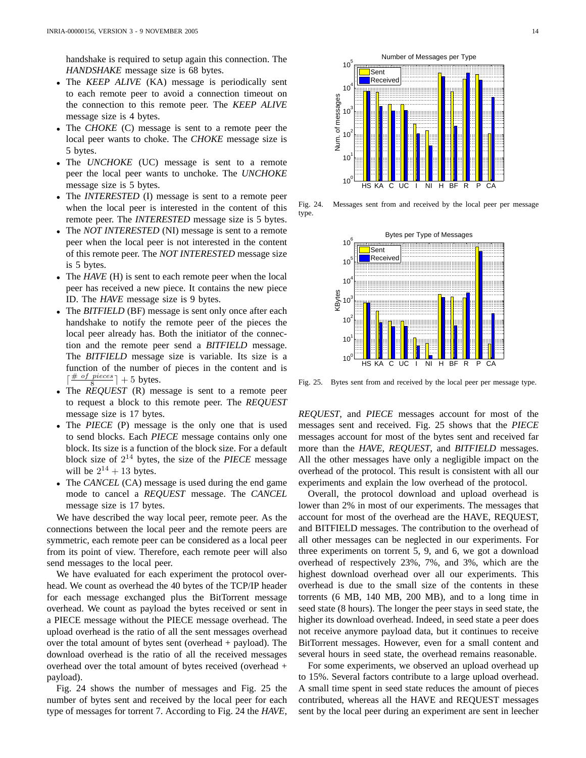handshake is required to setup again this connection. The *HANDSHAKE* message size is 68 bytes.

- The *KEEP ALIVE* (KA) message is periodically sent to each remote peer to avoid a connection timeout on the connection to this remote peer. The *KEEP ALIVE* message size is 4 bytes.
- The *CHOKE* (C) message is sent to a remote peer the local peer wants to choke. The *CHOKE* message size is 5 bytes.
- The *UNCHOKE* (UC) message is sent to a remote peer the local peer wants to unchoke. The *UNCHOKE* message size is 5 bytes.
- The *INTERESTED* (I) message is sent to a remote peer when the local peer is interested in the content of this remote peer. The *INTERESTED* message size is 5 bytes.
- The *NOT INTERESTED* (NI) message is sent to a remote peer when the local peer is not interested in the content of this remote peer. The *NOT INTERESTED* message size is 5 bytes.
- The *HAVE* (H) is sent to each remote peer when the local peer has received a new piece. It contains the new piece ID. The *HAVE* message size is 9 bytes.
- The *BITFIELD* (BF) message is sent only once after each handshake to notify the remote peer of the pieces the local peer already has. Both the initiator of the connection and the remote peer send a *BITFIELD* message. The *BITFIELD* message size is variable. Its size is a function of the number of pieces in the content and is $\lceil \frac{\#\ of\ pieces}{8} \rceil + 5$ bytes.
- The *REQUEST* (R) message is sent to a remote peer to request a block to this remote peer. The *REQUEST* message size is 17 bytes.
- The *PIECE* (P) message is the only one that is used to send blocks. Each *PIECE* message contains only one block. Its size is a function of the block size. For a default block size of $2^{14}$ bytes, the size of the *PIECE* message will be $2^{14} + 13$ bytes.
- The *CANCEL* (CA) message is used during the end game mode to cancel a *REQUEST* message. The *CANCEL* message size is 17 bytes.

We have described the way local peer, remote peer. As the connections between the local peer and the remote peers are symmetric, each remote peer can be considered as a local peer from its point of view. Therefore, each remote peer will also send messages to the local peer.

We have evaluated for each experiment the protocol overhead. We count as overhead the 40 bytes of the TCP/IP header for each message exchanged plus the BitTorrent message overhead. We count as payload the bytes received or sent in a PIECE message without the PIECE message overhead. The upload overhead is the ratio of all the sent messages overhead over the total amount of bytes sent (overhead + payload). The download overhead is the ratio of all the received messages overhead over the total amount of bytes received (overhead + payload).

Fig. 24 shows the number of messages and Fig. 25 the number of bytes sent and received by the local peer for each type of messages for torrent 7. According to Fig. 24 the *HAVE*, *REQUEST*, and *PIECE* messages account for most of the messages sent and received. Fig. 25 shows that the *PIECE* messages account for most of the bytes sent and received far more than the *HAVE*, *REQUEST*, and *BITFIELD* messages. All the other messages have only a negligible impact on the overhead of the protocol. This result is consistent with all our experiments and explain the low overhead of the protocol.

Fig. 24. Messages sent from and received by the local peer per message type.

Fig. 25. Bytes sent from and received by the local peer per message type.

Overall, the protocol download and upload overhead is lower than 2% in most of our experiments. The messages that account for most of the overhead are the HAVE, REQUEST, and BITFIELD messages. The contribution to the overhead of all other messages can be neglected in our experiments. For three experiments on torrent 5, 9, and 6, we got a download overhead of respectively 23%, 7%, and 3%, which are the highest download overhead over all our experiments. This overhead is due to the small size of the contents in these torrents (6 MB, 140 MB, 200 MB), and to a long time in seed state (8 hours). The longer the peer stays in seed state, the higher its download overhead. Indeed, in seed state a peer does not receive anymore payload data, but it continues to receive BitTorrent messages. However, even for a small content and several hours in seed state, the overhead remains reasonable.

For some experiments, we observed an upload overhead up to 15%. Several factors contribute to a large upload overhead. A small time spent in seed state reduces the amount of pieces contributed, whereas all the HAVE and REQUEST messages sent by the local peer during an experiment are sent in leecher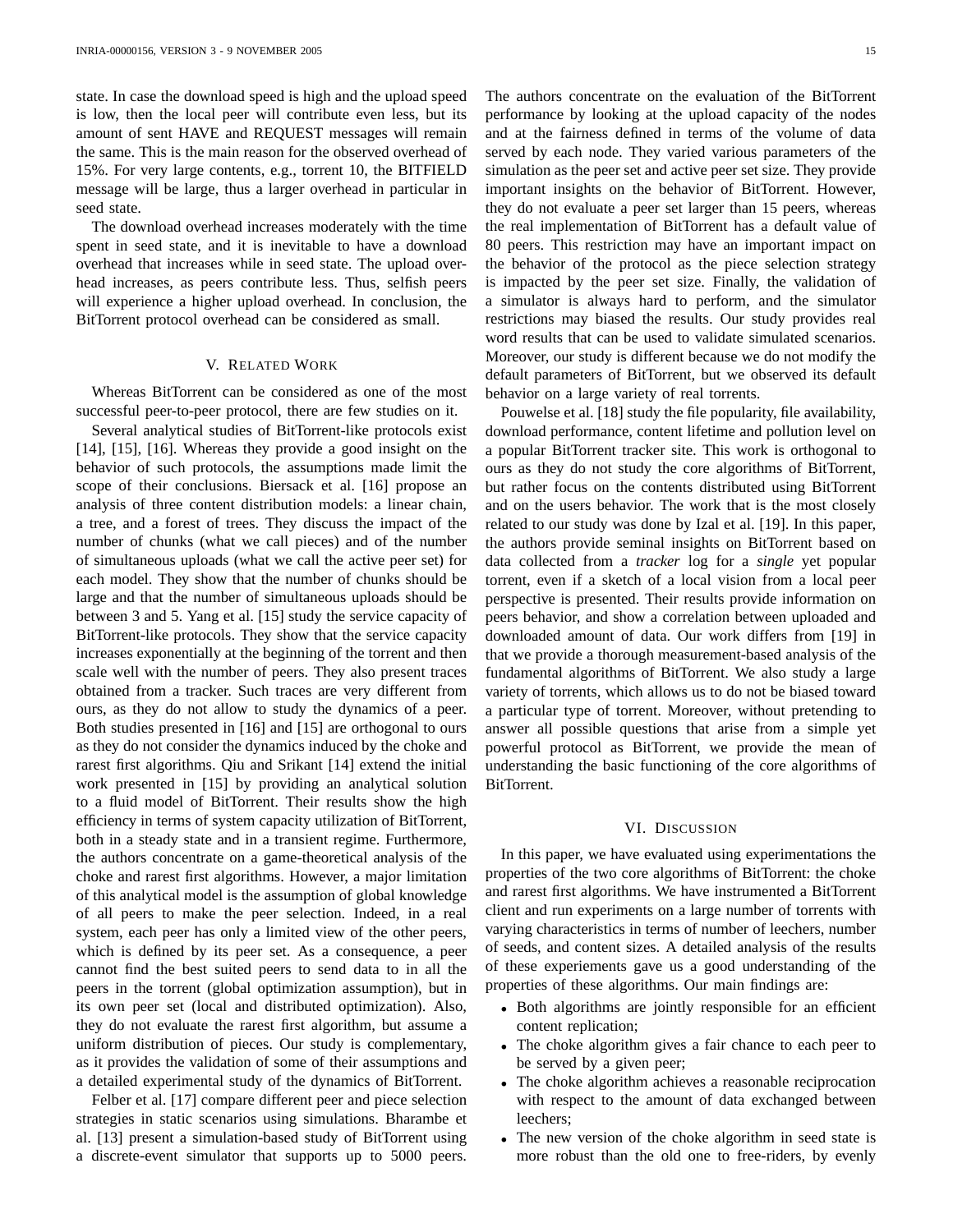state. In case the download speed is high and the upload speed is low, then the local peer will contribute even less, but its amount of sent HAVE and REQUEST messages will remain the same. This is the main reason for the observed overhead of 15%. For very large contents, e.g., torrent 10, the BITFIELD message will be large, thus a larger overhead in particular in seed state.

The download overhead increases moderately with the time spent in seed state, and it is inevitable to have a download overhead that increases while in seed state. The upload overhead increases, as peers contribute less. Thus, selfish peers will experience a higher upload overhead. In conclusion, the BitTorrent protocol overhead can be considered as small.

## V. Related Work

Whereas BitTorrent can be considered as one of the most successful peer-to-peer protocol, there are few studies on it.

Several analytical studies of BitTorrent-like protocols exist [14], [15], [16]. Whereas they provide a good insight on the behavior of such protocols, the assumptions made limit the scope of their conclusions. Biersack et al. [16] propose an analysis of three content distribution models: a linear chain, a tree, and a forest of trees. They discuss the impact of the number of chunks (what we call pieces) and of the number of simultaneous uploads (what we call the active peer set) for each model. They show that the number of chunks should be large and that the number of simultaneous uploads should be between 3 and 5. Yang et al. [15] study the service capacity of BitTorrent-like protocols. They show that the service capacity increases exponentially at the beginning of the torrent and then scale well with the number of peers. They also present traces obtained from a tracker. Such traces are very different from ours, as they do not allow to study the dynamics of a peer. Both studies presented in [16] and [15] are orthogonal to ours as they do not consider the dynamics induced by the choke and rarest first algorithms. Qiu and Srikant [14] extend the initial work presented in [15] by providing an analytical solution to a fluid model of BitTorrent. Their results show the high efficiency in terms of system capacity utilization of BitTorrent, both in a steady state and in a transient regime. Furthermore, the authors concentrate on a game-theoretical analysis of the choke and rarest first algorithms. However, a major limitation of this analytical model is the assumption of global knowledge of all peers to make the peer selection. Indeed, in a real system, each peer has only a limited view of the other peers, which is defined by its peer set. As a consequence, a peer cannot find the best suited peers to send data to in all the peers in the torrent (global optimization assumption), but in its own peer set (local and distributed optimization). Also, they do not evaluate the rarest first algorithm, but assume a uniform distribution of pieces. Our study is complementary, as it provides the validation of some of their assumptions and a detailed experimental study of the dynamics of BitTorrent.

Felber et al. [17] compare different peer and piece selection strategies in static scenarios using simulations. Bharambe et al. [13] present a simulation-based study of BitTorrent using a discrete-event simulator that supports up to 5000 peers. The authors concentrate on the evaluation of the BitTorrent performance by looking at the upload capacity of the nodes and at the fairness defined in terms of the volume of data served by each node. They varied various parameters of the simulation as the peer set and active peer set size. They provide important insights on the behavior of BitTorrent. However, they do not evaluate a peer set larger than 15 peers, whereas the real implementation of BitTorrent has a default value of 80 peers. This restriction may have an important impact on the behavior of the protocol as the piece selection strategy is impacted by the peer set size. Finally, the validation of a simulator is always hard to perform, and the simulator restrictions may biased the results. Our study provides real word results that can be used to validate simulated scenarios. Moreover, our study is different because we do not modify the default parameters of BitTorrent, but we observed its default behavior on a large variety of real torrents.

Pouwelse et al. [18] study the file popularity, file availability, download performance, content lifetime and pollution level on a popular BitTorrent tracker site. This work is orthogonal to ours as they do not study the core algorithms of BitTorrent, but rather focus on the contents distributed using BitTorrent and on the users behavior. The work that is the most closely related to our study was done by Izal et al. [19]. In this paper, the authors provide seminal insights on BitTorrent based on data collected from a *tracker* log for a *single* yet popular torrent, even if a sketch of a local vision from a local peer perspective is presented. Their results provide information on peers behavior, and show a correlation between uploaded and downloaded amount of data. Our work differs from [19] in that we provide a thorough measurement-based analysis of the fundamental algorithms of BitTorrent. We also study a large variety of torrents, which allows us to do not be biased toward a particular type of torrent. Moreover, without pretending to answer all possible questions that arise from a simple yet powerful protocol as BitTorrent, we provide the mean of understanding the basic functioning of the core algorithms of BitTorrent.

## VI. Discussion

In this paper, we have evaluated using experimentations the properties of the two core algorithms of BitTorrent: the choke and rarest first algorithms. We have instrumented a BitTorrent client and run experiments on a large number of torrents with varying characteristics in terms of number of leechers, number of seeds, and content sizes. A detailed analysis of the results of these experiements gave us a good understanding of the properties of these algorithms. Our main findings are:

- Both algorithms are jointly responsible for an efficient content replication;
- The choke algorithm gives a fair chance to each peer to be served by a given peer;
- The choke algorithm achieves a reasonable reciprocation with respect to the amount of data exchanged between leechers;
- The new version of the choke algorithm in seed state is more robust than the old one to free-riders, by evenly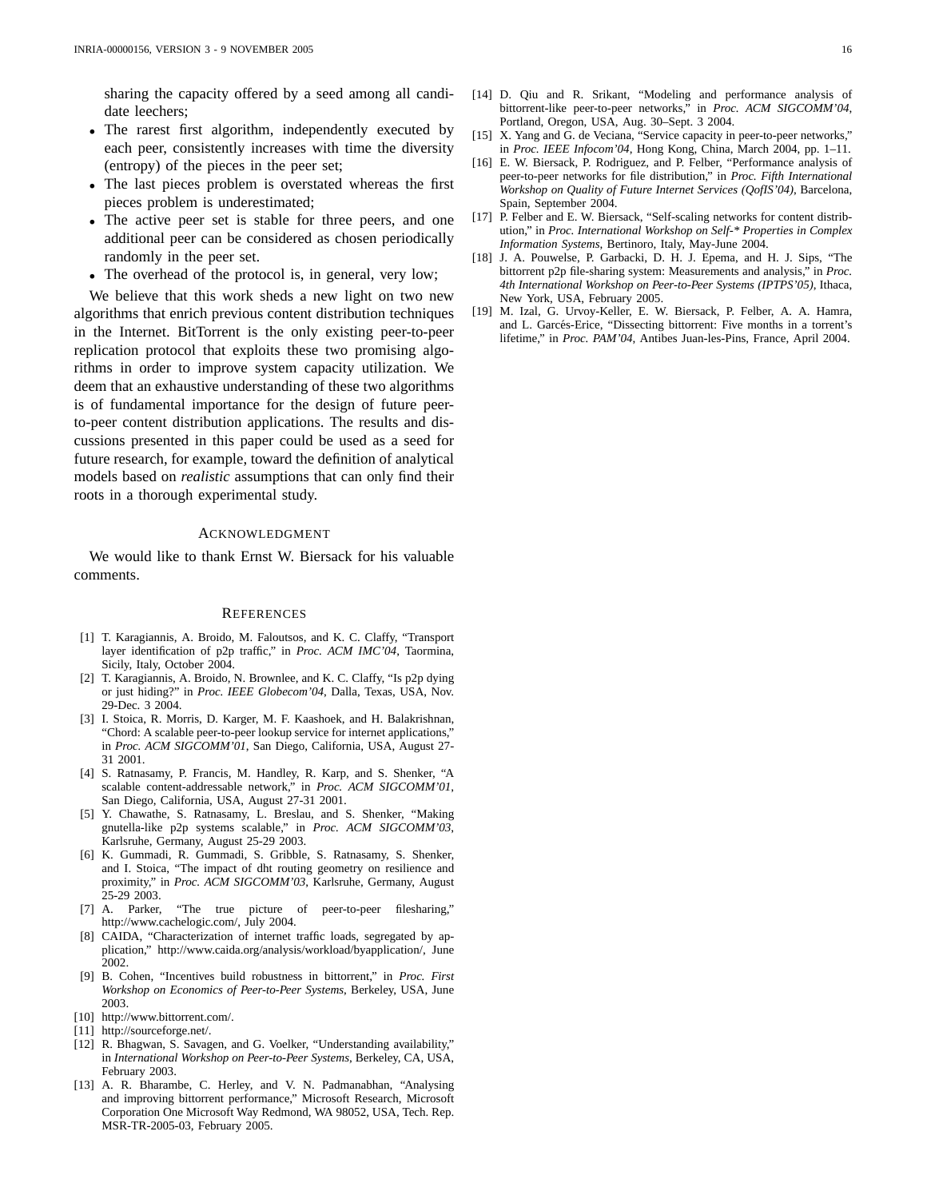sharing the capacity offered by a seed among all candidate leechers;

- The rarest first algorithm, independently executed by each peer, consistently increases with time the diversity (entropy) of the pieces in the peer set;
- The last pieces problem is overstated whereas the first pieces problem is underestimated;
- The active peer set is stable for three peers, and one additional peer can be considered as chosen periodically randomly in the peer set.
- The overhead of the protocol is, in general, very low;

We believe that this work sheds a new light on two new algorithms that enrich previous content distribution techniques in the Internet. BitTorrent is the only existing peer-to-peer replication protocol that exploits these two promising algorithms in order to improve system capacity utilization. We deem that an exhaustive understanding of these two algorithms is of fundamental importance for the design of future peer-to-peer content distribution applications. The results and discussions presented in this paper could be used as a seed for future research, for example, toward the definition of analytical models based on *realistic* assumptions that can only find their roots in a thorough experimental study.

## Acknowledgment

We would like to thank Ernst W. Biersack for his valuable comments.

## References

[1] T. Karagiannis, A. Broido, M. Faloutsos, and K. C. Claffy, "Transport layer identification of p2p traffic," in *Proc. ACM IMC'04*, Taormina, Sicily, Italy, October 2004.

[2] T. Karagiannis, A. Broido, N. Brownlee, and K. C. Claffy, "Is p2p dying or just hiding?" in *Proc. IEEE Globecom'04*, Dalla, Texas, USA, Nov. 29-Dec. 3 2004.

[3] I. Stoica, R. Morris, D. Karger, M. F. Kaashoek, and H. Balakrishnan, "Chord: A scalable peer-to-peer lookup service for internet applications," in *Proc. ACM SIGCOMM'01*, San Diego, California, USA, August 27-31 2001.

[4] S. Ratnasamy, P. Francis, M. Handley, R. Karp, and S. Shenker, "A scalable content-addressable network," in *Proc. ACM SIGCOMM'01*, San Diego, California, USA, August 27-31 2001.

[5] Y. Chawathe, S. Ratnasamy, L. Breslau, and S. Shenker, "Making gnutella-like p2p systems scalable," in *Proc. ACM SIGCOMM'03*, Karlsruhe, Germany, August 25-29 2003.

[6] K. Gummadi, R. Gummadi, S. Gribble, S. Ratnasamy, S. Shenker, and I. Stoica, "The impact of dht routing geometry on resilience and proximity," in *Proc. ACM SIGCOMM'03*, Karlsruhe, Germany, August 25-29 2003.

[7] A. Parker, "The true picture of peer-to-peer filesharing," http://www.cachelogic.com/, July 2004.

[8] CAIDA, "Characterization of internet traffic loads, segregated by application," http://www.caida.org/analysis/workload/byapplication/, June 2002.

[9] B. Cohen, "Incentives build robustness in bittorrent," in *Proc. First Workshop on Economics of Peer-to-Peer Systems*, Berkeley, USA, June 2003.

[10] http://www.bittorrent.com/.

[11] http://sourceforge.net/.

[12] R. Bhagwan, S. Savagen, and G. Voelker, "Understanding availability," in *International Workshop on Peer-to-Peer Systems*, Berkeley, CA, USA, February 2003.

[13] A. R. Bharambe, C. Herley, and V. N. Padmanabhan, "Analysing and improving bittorrent performance," Microsoft Research, Microsoft Corporation One Microsoft Way Redmond, WA 98052, USA, Tech. Rep. MSR-TR-2005-03, February 2005.

[14] D. Qiu and R. Srikant, "Modeling and performance analysis of bittorrent-like peer-to-peer networks," in *Proc. ACM SIGCOMM'04*, Portland, Oregon, USA, Aug. 30–Sept. 3 2004.

[15] X. Yang and G. de Veciana, "Service capacity in peer-to-peer networks," in *Proc. IEEE Infocom'04*, Hong Kong, China, March 2004, pp. 1–11.

[16] E. W. Biersack, P. Rodriguez, and P. Felber, "Performance analysis of peer-to-peer networks for file distribution," in *Proc. Fifth International Workshop on Quality of Future Internet Services (QofIS'04)*, Barcelona, Spain, September 2004.

[17] P. Felber and E. W. Biersack, "Self-scaling networks for content distribution," in *Proc. International Workshop on Self-* Properties in Complex Information Systems*, Bertinoro, Italy, May-June 2004.

[18] J. A. Pouwelse, P. Garbacki, D. H. J. Epema, and H. J. Sips, "The bittorrent p2p file-sharing system: Measurements and analysis," in *Proc. 4th International Workshop on Peer-to-Peer Systems (IPTPS'05)*, Ithaca, New York, USA, February 2005.

[19] M. Izal, G. Urvoy-Keller, E. W. Biersack, P. Felber, A. A. Hamra, and L. Garcés-Erice, "Dissecting bittorrent: Five months in a torrent's lifetime," in *Proc. PAM'04*, Antibes Juan-les-Pins, France, April 2004.